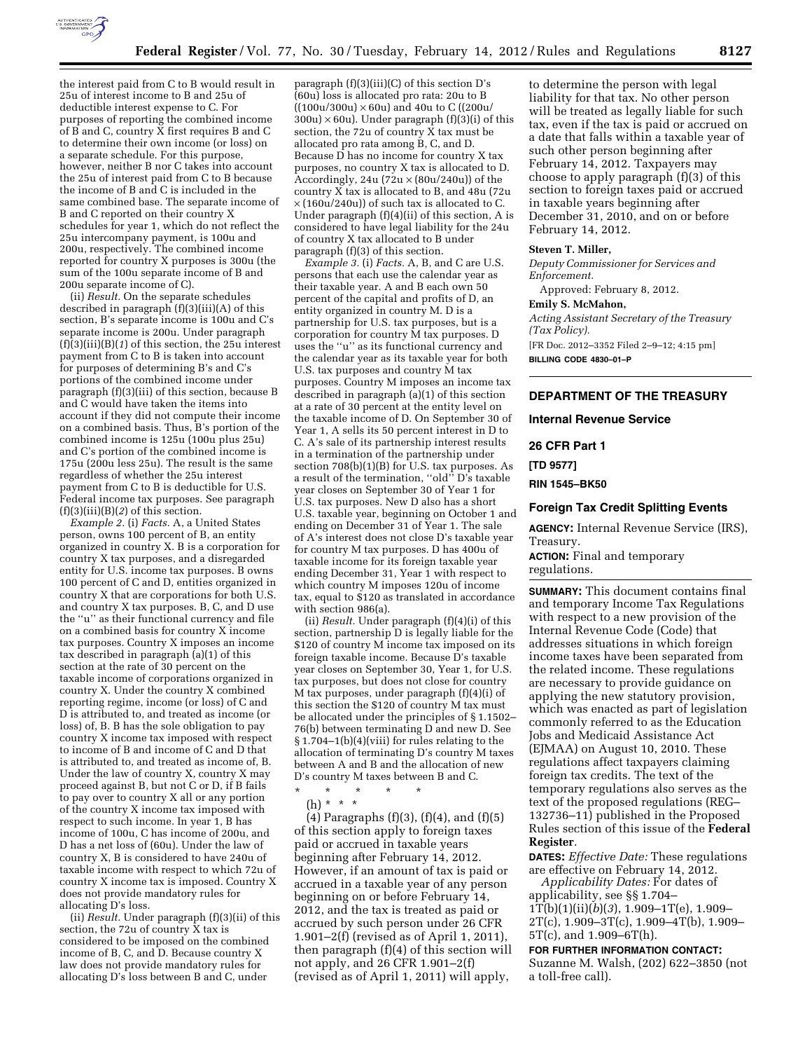the interest paid from C to B would result in 25u of interest income to B and 25u of deductible interest expense to C. For purposes of reporting the combined income of B and C, country X first requires B and C to determine their own income (or loss) on a separate schedule. For this purpose, however, neither B nor C takes into account the 25u of interest paid from C to B because the income of B and C is included in the same combined base. The separate income of B and C reported on their country X schedules for year 1, which do not reflect the 25u intercompany payment, is 100u and 200u, respectively. The combined income reported for country X purposes is 300u (the sum of the 100u separate income of B and 200u separate income of C).

(ii) *Result.* On the separate schedules described in paragraph (f)(3)(iii)(A) of this section, B's separate income is 100u and C's separate income is 200u. Under paragraph (f)(3)(iii)(B)(*1*) of this section, the 25u interest payment from C to B is taken into account for purposes of determining B's and C's portions of the combined income under paragraph (f)(3)(iii) of this section, because B and C would have taken the items into account if they did not compute their income on a combined basis. Thus, B's portion of the combined income is 125u (100u plus 25u) and C's portion of the combined income is 175u (200u less 25u). The result is the same regardless of whether the 25u interest payment from C to B is deductible for U.S. Federal income tax purposes. See paragraph (f)(3)(iii)(B)(*2*) of this section.

*Example 2.* (i) *Facts.* A, a United States person, owns 100 percent of B, an entity organized in country X. B is a corporation for country X tax purposes, and a disregarded entity for U.S. income tax purposes. B owns 100 percent of C and D, entities organized in country X that are corporations for both U.S. and country X tax purposes. B, C, and D use the "u" as their functional currency and file on a combined basis for country X income tax purposes. Country X imposes an income tax described in paragraph (a)(1) of this section at the rate of 30 percent on the taxable income of corporations organized in country X. Under the country X combined reporting regime, income (or loss) of C and D is attributed to, and treated as income (or loss) of, B. B has the sole obligation to pay country X income tax imposed with respect to income of B and income of C and D that is attributed to, and treated as income of, B. Under the law of country X, country X may proceed against B, but not C or D, if B fails to pay over to country X all or any portion of the country X income tax imposed with respect to such income. In year 1, B has income of 100u, C has income of 200u, and D has a net loss of (60u). Under the law of country X, B is considered to have 240u of taxable income with respect to which 72u of country X income tax is imposed. Country X does not provide mandatory rules for allocating D's loss.

(ii) *Result.* Under paragraph (f)(3)(ii) of this section, the 72u of country X tax is considered to be imposed on the combined income of B, C, and D. Because country X law does not provide mandatory rules for allocating D's loss between B and C, under paragraph (f)(3)(iii)(C) of this section D's (60u) loss is allocated pro rata: 20u to B ((100u/300u) × 60u) and 40u to C ((200u/300u) × 60u). Under paragraph (f)(3)(i) of this section, the 72u of country X tax must be allocated pro rata among B, C, and D. Because D has no income for country X tax purposes, no country X tax is allocated to D. Accordingly, 24u (72u × (80u/240u)) of the country X tax is allocated to B, and 48u (72u × (160u/240u)) of such tax is allocated to C. Under paragraph (f)(4)(ii) of this section, A is considered to have legal liability for the 24u of country X tax allocated to B under paragraph (f)(3) of this section.

*Example 3.* (i) *Facts.* A, B, and C are U.S. persons that each use the calendar year as their taxable year. A and B each own 50 percent of the capital and profits of D, an entity organized in country M. D is a partnership for U.S. tax purposes, but is a corporation for country M tax purposes. D uses the "u" as its functional currency and the calendar year as its taxable year for both U.S. tax purposes and country M tax purposes. Country M imposes an income tax described in paragraph (a)(1) of this section at a rate of 30 percent at the entity level on the taxable income of D. On September 30 of Year 1, A sells its 50 percent interest in D to C. A's sale of its partnership interest results in a termination of the partnership under section 708(b)(1)(B) for U.S. tax purposes. As a result of the termination, "old" D's taxable year closes on September 30 of Year 1 for U.S. tax purposes. New D also has a short U.S. taxable year, beginning on October 1 and ending on December 31 of Year 1. The sale of A's interest does not close D's taxable year for country M tax purposes. D has 400u of taxable income for its foreign taxable year ending December 31, Year 1 with respect to which country M imposes 120u of income tax, equal to $120 as translated in accordance with section 986(a).

(ii) *Result.* Under paragraph (f)(4)(i) of this section, partnership D is legally liable for the $120 of country M income tax imposed on its foreign taxable income. Because D's taxable year closes on September 30, Year 1, for U.S. tax purposes, but does not close for country M tax purposes, under paragraph (f)(4)(i) of this section the $120 of country M tax must be allocated under the principles of § 1.1502–76(b) between terminating D and new D. See § 1.704–1(b)(4)(viii) for rules relating to the allocation of terminating D's country M taxes between A and B and the allocation of new D's country M taxes between B and C.

\* \* \* \* \*

(h) \* \* \*

(4) Paragraphs (f)(3), (f)(4), and (f)(5) of this section apply to foreign taxes paid or accrued in taxable years beginning after February 14, 2012. However, if an amount of tax is paid or accrued in a taxable year of any person beginning on or before February 14, 2012, and the tax is treated as paid or accrued by such person under 26 CFR 1.901–2(f) (revised as of April 1, 2011), then paragraph (f)(4) of this section will not apply, and 26 CFR 1.901–2(f) (revised as of April 1, 2011) will apply, to determine the person with legal liability for that tax. No other person will be treated as legally liable for such tax, even if the tax is paid or accrued on a date that falls within a taxable year of such other person beginning after February 14, 2012. Taxpayers may choose to apply paragraph (f)(3) of this section to foreign taxes paid or accrued in taxable years beginning after December 31, 2010, and on or before February 14, 2012.

**Steven T. Miller,**

*Deputy Commissioner for Services and Enforcement.*

Approved: February 8, 2012.

**Emily S. McMahon,**

*Acting Assistant Secretary of the Treasury (Tax Policy).*

[FR Doc. 2012–3352 Filed 2–9–12; 4:15 pm]

**BILLING CODE 4830–01–P**

## DEPARTMENT OF THE TREASURY

### Internal Revenue Service

### 26 CFR Part 1

### [TD 9577]

### RIN 1545–BK50

### Foreign Tax Credit Splitting Events

**AGENCY:** Internal Revenue Service (IRS), Treasury.

**ACTION:** Final and temporary regulations.

**SUMMARY:** This document contains final and temporary Income Tax Regulations with respect to a new provision of the Internal Revenue Code (Code) that addresses situations in which foreign income taxes have been separated from the related income. These regulations are necessary to provide guidance on applying the new statutory provision, which was enacted as part of legislation commonly referred to as the Education Jobs and Medicaid Assistance Act (EJMAA) on August 10, 2010. These regulations affect taxpayers claiming foreign tax credits. The text of the temporary regulations also serves as the text of the proposed regulations (REG–132736–11) published in the Proposed Rules section of this issue of the **Federal Register**.

**DATES:** *Effective Date:* These regulations are effective on February 14, 2012.

*Applicability Dates:* For dates of applicability, see §§ 1.704–1T(b)(1)(ii)(*b*)(*3*), 1.909–1T(e), 1.909–2T(c), 1.909–3T(c), 1.909–4T(b), 1.909–5T(c), and 1.909–6T(h).

**FOR FURTHER INFORMATION CONTACT:** Suzanne M. Walsh, (202) 622–3850 (not a toll-free call).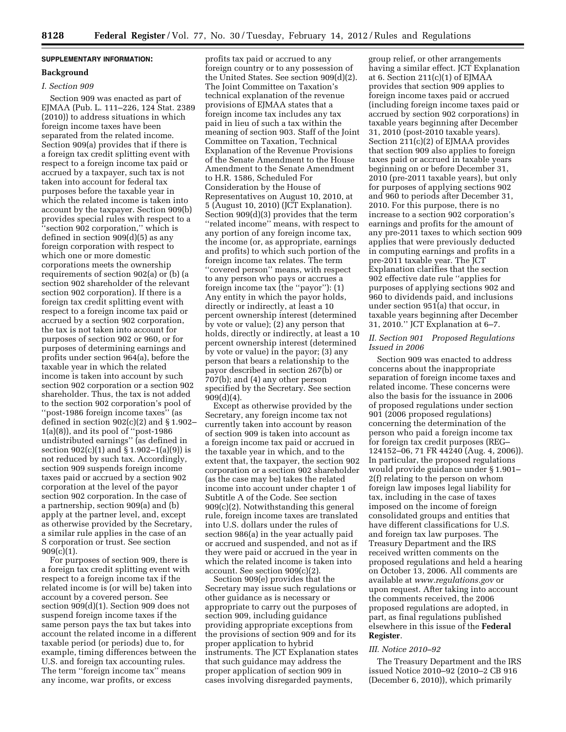## SUPPLEMENTARY INFORMATION:

### Background

#### I. Section 909

Section 909 was enacted as part of EJMAA (Pub. L. 111–226, 124 Stat. 2389 (2010)) to address situations in which foreign income taxes have been separated from the related income. Section 909(a) provides that if there is a foreign tax credit splitting event with respect to a foreign income tax paid or accrued by a taxpayer, such tax is not taken into account for federal tax purposes before the taxable year in which the related income is taken into account by the taxpayer. Section 909(b) provides special rules with respect to a ''section 902 corporation,'' which is defined in section 909(d)(5) as any foreign corporation with respect to which one or more domestic corporations meets the ownership requirements of section 902(a) or (b) (a section 902 shareholder of the relevant section 902 corporation). If there is a foreign tax credit splitting event with respect to a foreign income tax paid or accrued by a section 902 corporation, the tax is not taken into account for purposes of section 902 or 960, or for purposes of determining earnings and profits under section 964(a), before the taxable year in which the related income is taken into account by such section 902 corporation or a section 902 shareholder. Thus, the tax is not added to the section 902 corporation's pool of ''post-1986 foreign income taxes'' (as defined in section 902(c)(2) and § 1.902–1(a)(8)), and its pool of ''post-1986 undistributed earnings'' (as defined in section 902(c)(1) and § 1.902–1(a)(9)) is not reduced by such tax. Accordingly, section 909 suspends foreign income taxes paid or accrued by a section 902 corporation at the level of the payor section 902 corporation. In the case of a partnership, section 909(a) and (b) apply at the partner level, and, except as otherwise provided by the Secretary, a similar rule applies in the case of an S corporation or trust. See section 909(c)(1).

For purposes of section 909, there is a foreign tax credit splitting event with respect to a foreign income tax if the related income is (or will be) taken into account by a covered person. See section 909(d)(1). Section 909 does not suspend foreign income taxes if the same person pays the tax but takes into account the related income in a different taxable period (or periods) due to, for example, timing differences between the U.S. and foreign tax accounting rules. The term ''foreign income tax'' means any income, war profits, or excess profits tax paid or accrued to any foreign country or to any possession of the United States. See section 909(d)(2). The Joint Committee on Taxation's technical explanation of the revenue provisions of EJMAA states that a foreign income tax includes any tax paid in lieu of such a tax within the meaning of section 903. Staff of the Joint Committee on Taxation, Technical Explanation of the Revenue Provisions of the Senate Amendment to the House Amendment to the Senate Amendment to H.R. 1586, Scheduled For Consideration by the House of Representatives on August 10, 2010, at 5 (August 10, 2010) (JCT Explanation). Section 909(d)(3) provides that the term ''related income'' means, with respect to any portion of any foreign income tax, the income (or, as appropriate, earnings and profits) to which such portion of the foreign income tax relates. The term ''covered person'' means, with respect to any person who pays or accrues a foreign income tax (the ''payor''): (1) Any entity in which the payor holds, directly or indirectly, at least a 10 percent ownership interest (determined by vote or value); (2) any person that holds, directly or indirectly, at least a 10 percent ownership interest (determined by vote or value) in the payor; (3) any person that bears a relationship to the payor described in section 267(b) or 707(b); and (4) any other person specified by the Secretary. See section 909(d)(4).

Except as otherwise provided by the Secretary, any foreign income tax not currently taken into account by reason of section 909 is taken into account as a foreign income tax paid or accrued in the taxable year in which, and to the extent that, the taxpayer, the section 902 corporation or a section 902 shareholder (as the case may be) takes the related income into account under chapter 1 of Subtitle A of the Code. See section 909(c)(2). Notwithstanding this general rule, foreign income taxes are translated into U.S. dollars under the rules of section 986(a) in the year actually paid or accrued and suspended, and not as if they were paid or accrued in the year in which the related income is taken into account. See section 909(c)(2).

Section 909(e) provides that the Secretary may issue such regulations or other guidance as is necessary or appropriate to carry out the purposes of section 909, including guidance providing appropriate exceptions from the provisions of section 909 and for its proper application to hybrid instruments. The JCT Explanation states that such guidance may address the proper application of section 909 in cases involving disregarded payments, group relief, or other arrangements having a similar effect. JCT Explanation at 6. Section 211(c)(1) of EJMAA provides that section 909 applies to foreign income taxes paid or accrued (including foreign income taxes paid or accrued by section 902 corporations) in taxable years beginning after December 31, 2010 (post-2010 taxable years). Section 211(c)(2) of EJMAA provides that section 909 also applies to foreign taxes paid or accrued in taxable years beginning on or before December 31, 2010 (pre-2011 taxable years), but only for purposes of applying sections 902 and 960 to periods after December 31, 2010. For this purpose, there is no increase to a section 902 corporation's earnings and profits for the amount of any pre-2011 taxes to which section 909 applies that were previously deducted in computing earnings and profits in a pre-2011 taxable year. The JCT Explanation clarifies that the section 902 effective date rule ''applies for purposes of applying sections 902 and 960 to dividends paid, and inclusions under section 951(a) that occur, in taxable years beginning after December 31, 2010.'' JCT Explanation at 6–7.

#### II. Section 901 Proposed Regulations Issued in 2006

Section 909 was enacted to address concerns about the inappropriate separation of foreign income taxes and related income. These concerns were also the basis for the issuance in 2006 of proposed regulations under section 901 (2006 proposed regulations) concerning the determination of the person who paid a foreign income tax for foreign tax credit purposes (REG–124152–06, 71 FR 44240 (Aug. 4, 2006)). In particular, the proposed regulations would provide guidance under § 1.901–2(f) relating to the person on whom foreign law imposes legal liability for tax, including in the case of taxes imposed on the income of foreign consolidated groups and entities that have different classifications for U.S. and foreign tax law purposes. The Treasury Department and the IRS received written comments on the proposed regulations and held a hearing on October 13, 2006. All comments are available at *www.regulations.gov* or upon request. After taking into account the comments received, the 2006 proposed regulations are adopted, in part, as final regulations published elsewhere in this issue of the **Federal Register**.

#### III. Notice 2010–92

The Treasury Department and the IRS issued Notice 2010–92 (2010–2 CB 916 (December 6, 2010)), which primarily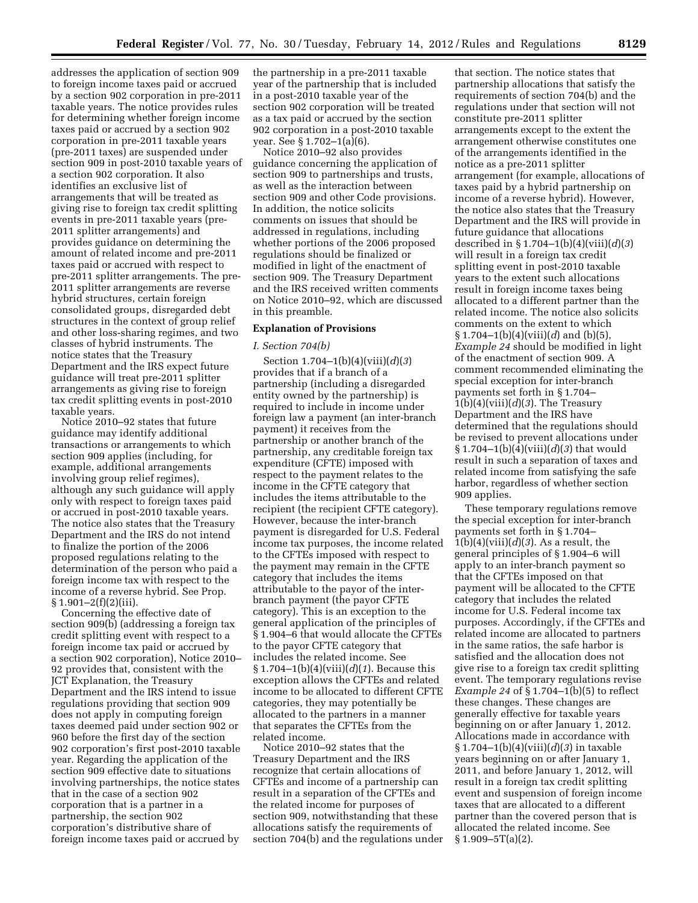addresses the application of section 909 to foreign income taxes paid or accrued by a section 902 corporation in pre-2011 taxable years. The notice provides rules for determining whether foreign income taxes paid or accrued by a section 902 corporation in pre-2011 taxable years (pre-2011 taxes) are suspended under section 909 in post-2010 taxable years of a section 902 corporation. It also identifies an exclusive list of arrangements that will be treated as giving rise to foreign tax credit splitting events in pre-2011 taxable years (pre-2011 splitter arrangements) and provides guidance on determining the amount of related income and pre-2011 taxes paid or accrued with respect to pre-2011 splitter arrangements. The pre-2011 splitter arrangements are reverse hybrid structures, certain foreign consolidated groups, disregarded debt structures in the context of group relief and other loss-sharing regimes, and two classes of hybrid instruments. The notice states that the Treasury Department and the IRS expect future guidance will treat pre-2011 splitter arrangements as giving rise to foreign tax credit splitting events in post-2010 taxable years.

Notice 2010–92 states that future guidance may identify additional transactions or arrangements to which section 909 applies (including, for example, additional arrangements involving group relief regimes), although any such guidance will apply only with respect to foreign taxes paid or accrued in post-2010 taxable years. The notice also states that the Treasury Department and the IRS do not intend to finalize the portion of the 2006 proposed regulations relating to the determination of the person who paid a foreign income tax with respect to the income of a reverse hybrid. See Prop. § 1.901–2(f)(2)(iii).

Concerning the effective date of section 909(b) (addressing a foreign tax credit splitting event with respect to a foreign income tax paid or accrued by a section 902 corporation), Notice 2010–92 provides that, consistent with the JCT Explanation, the Treasury Department and the IRS intend to issue regulations providing that section 909 does not apply in computing foreign taxes deemed paid under section 902 or 960 before the first day of the section 902 corporation's first post-2010 taxable year. Regarding the application of the section 909 effective date to situations involving partnerships, the notice states that in the case of a section 902 corporation that is a partner in a partnership, the section 902 corporation's distributive share of foreign income taxes paid or accrued by the partnership in a pre-2011 taxable year of the partnership that is included in a post-2010 taxable year of the section 902 corporation will be treated as a tax paid or accrued by the section 902 corporation in a post-2010 taxable year. See § 1.702–1(a)(6).

Notice 2010–92 also provides guidance concerning the application of section 909 to partnerships and trusts, as well as the interaction between section 909 and other Code provisions. In addition, the notice solicits comments on issues that should be addressed in regulations, including whether portions of the 2006 proposed regulations should be finalized or modified in light of the enactment of section 909. The Treasury Department and the IRS received written comments on Notice 2010–92, which are discussed in this preamble.

## Explanation of Provisions

### I. Section 704(b)

Section 1.704–1(b)(4)(viii)(*d*)(*3*) provides that if a branch of a partnership (including a disregarded entity owned by the partnership) is required to include in income under foreign law a payment (an inter-branch payment) it receives from the partnership or another branch of the partnership, any creditable foreign tax expenditure (CFTE) imposed with respect to the payment relates to the income in the CFTE category that includes the items attributable to the recipient (the recipient CFTE category). However, because the inter-branch payment is disregarded for U.S. Federal income tax purposes, the income related to the CFTEs imposed with respect to the payment may remain in the CFTE category that includes the items attributable to the payor of the inter-branch payment (the payor CFTE category). This is an exception to the general application of the principles of § 1.904–6 that would allocate the CFTEs to the payor CFTE category that includes the related income. See § 1.704–1(b)(4)(viii)(*d*)(*1*). Because this exception allows the CFTEs and related income to be allocated to different CFTE categories, they may potentially be allocated to the partners in a manner that separates the CFTEs from the related income.

Notice 2010–92 states that the Treasury Department and the IRS recognize that certain allocations of CFTEs and income of a partnership can result in a separation of the CFTEs and the related income for purposes of section 909, notwithstanding that these allocations satisfy the requirements of section 704(b) and the regulations under that section. The notice states that partnership allocations that satisfy the requirements of section 704(b) and the regulations under that section will not constitute pre-2011 splitter arrangements except to the extent the arrangement otherwise constitutes one of the arrangements identified in the notice as a pre-2011 splitter arrangement (for example, allocations of taxes paid by a hybrid partnership on income of a reverse hybrid). However, the notice also states that the Treasury Department and the IRS will provide in future guidance that allocations described in § 1.704–1(b)(4)(viii)(*d*)(*3*) will result in a foreign tax credit splitting event in post-2010 taxable years to the extent such allocations result in foreign income taxes being allocated to a different partner than the related income. The notice also solicits comments on the extent to which § 1.704–1(b)(4)(viii)(*d*) and (b)(5), *Example 24* should be modified in light of the enactment of section 909. A comment recommended eliminating the special exception for inter-branch payments set forth in § 1.704–1(b)(4)(viii)(*d*)(*3*). The Treasury Department and the IRS have determined that the regulations should be revised to prevent allocations under § 1.704–1(b)(4)(viii)(*d*)(*3*) that would result in such a separation of taxes and related income from satisfying the safe harbor, regardless of whether section 909 applies.

These temporary regulations remove the special exception for inter-branch payments set forth in § 1.704–1(b)(4)(viii)(*d*)(*3*). As a result, the general principles of § 1.904–6 will apply to an inter-branch payment so that the CFTEs imposed on that payment will be allocated to the CFTE category that includes the related income for U.S. Federal income tax purposes. Accordingly, if the CFTEs and related income are allocated to partners in the same ratios, the safe harbor is satisfied and the allocation does not give rise to a foreign tax credit splitting event. The temporary regulations revise *Example 24* of § 1.704–1(b)(5) to reflect these changes. These changes are generally effective for taxable years beginning on or after January 1, 2012. Allocations made in accordance with § 1.704–1(b)(4)(viii)(*d*)(*3*) in taxable years beginning on or after January 1, 2011, and before January 1, 2012, will result in a foreign tax credit splitting event and suspension of foreign income taxes that are allocated to a different partner than the covered person that is allocated the related income. See § 1.909–5T(a)(2).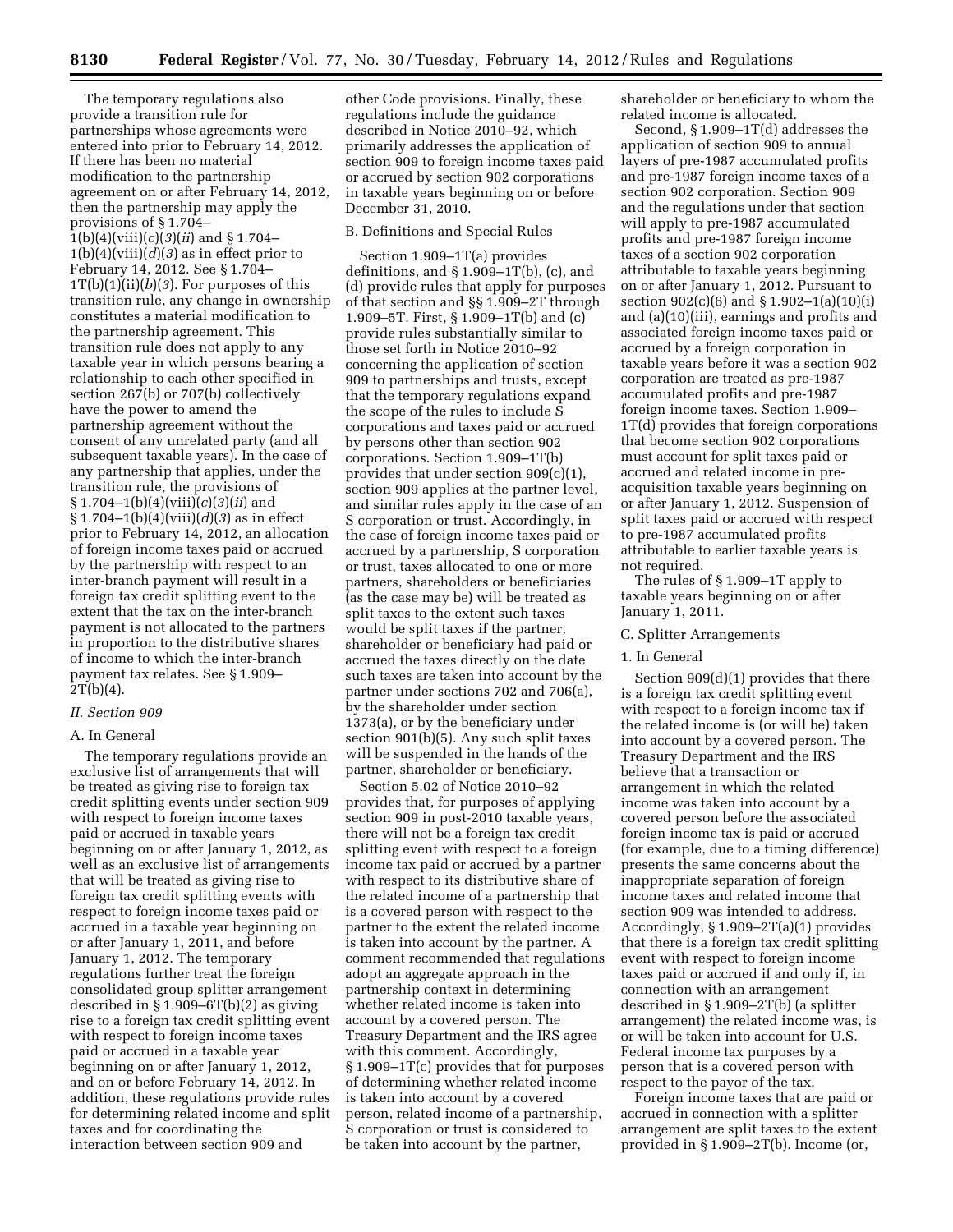The temporary regulations also provide a transition rule for partnerships whose agreements were entered into prior to February 14, 2012. If there has been no material modification to the partnership agreement on or after February 14, 2012, then the partnership may apply the provisions of § 1.704–1(b)(4)(viii)(*c*)(*3*)(*ii*) and § 1.704–1(b)(4)(viii)(*d*)(*3*) as in effect prior to February 14, 2012. See § 1.704–1T(b)(1)(ii)(*b*)(*3*). For purposes of this transition rule, any change in ownership constitutes a material modification to the partnership agreement. This transition rule does not apply to any taxable year in which persons bearing a relationship to each other specified in section 267(b) or 707(b) collectively have the power to amend the partnership agreement without the consent of any unrelated party (and all subsequent taxable years). In the case of any partnership that applies, under the transition rule, the provisions of § 1.704–1(b)(4)(viii)(*c*)(*3*)(*ii*) and § 1.704–1(b)(4)(viii)(*d*)(*3*) as in effect prior to February 14, 2012, an allocation of foreign income taxes paid or accrued by the partnership with respect to an inter-branch payment will result in a foreign tax credit splitting event to the extent that the tax on the inter-branch payment is not allocated to the partners in proportion to the distributive shares of income to which the inter-branch payment tax relates. See § 1.909–2T(b)(4).

## *II. Section 909*

### A. In General

The temporary regulations provide an exclusive list of arrangements that will be treated as giving rise to foreign tax credit splitting events under section 909 with respect to foreign income taxes paid or accrued in taxable years beginning on or after January 1, 2012, as well as an exclusive list of arrangements that will be treated as giving rise to foreign tax credit splitting events with respect to foreign income taxes paid or accrued in a taxable year beginning on or after January 1, 2011, and before January 1, 2012. The temporary regulations further treat the foreign consolidated group splitter arrangement described in § 1.909–6T(b)(2) as giving rise to a foreign tax credit splitting event with respect to foreign income taxes paid or accrued in a taxable year beginning on or after January 1, 2012, and on or before February 14, 2012. In addition, these regulations provide rules for determining related income and split taxes and for coordinating the interaction between section 909 and other Code provisions. Finally, these regulations include the guidance described in Notice 2010–92, which primarily addresses the application of section 909 to foreign income taxes paid or accrued by section 902 corporations in taxable years beginning on or before December 31, 2010.

### B. Definitions and Special Rules

Section 1.909–1T(a) provides definitions, and § 1.909–1T(b), (c), and (d) provide rules that apply for purposes of that section and §§ 1.909–2T through 1.909–5T. First, § 1.909–1T(b) and (c) provide rules substantially similar to those set forth in Notice 2010–92 concerning the application of section 909 to partnerships and trusts, except that the temporary regulations expand the scope of the rules to include S corporations and taxes paid or accrued by persons other than section 902 corporations. Section 1.909–1T(b) provides that under section 909(c)(1), section 909 applies at the partner level, and similar rules apply in the case of an S corporation or trust. Accordingly, in the case of foreign income taxes paid or accrued by a partnership, S corporation or trust, taxes allocated to one or more partners, shareholders or beneficiaries (as the case may be) will be treated as split taxes to the extent such taxes would be split taxes if the partner, shareholder or beneficiary had paid or accrued the taxes directly on the date such taxes are taken into account by the partner under sections 702 and 706(a), by the shareholder under section 1373(a), or by the beneficiary under section 901(b)(5). Any such split taxes will be suspended in the hands of the partner, shareholder or beneficiary.

Section 5.02 of Notice 2010–92 provides that, for purposes of applying section 909 in post-2010 taxable years, there will not be a foreign tax credit splitting event with respect to a foreign income tax paid or accrued by a partner with respect to its distributive share of the related income of a partnership that is a covered person with respect to the partner to the extent the related income is taken into account by the partner. A comment recommended that regulations adopt an aggregate approach in the partnership context in determining whether related income is taken into account by a covered person. The Treasury Department and the IRS agree with this comment. Accordingly, § 1.909–1T(c) provides that for purposes of determining whether related income is taken into account by a covered person, related income of a partnership, S corporation or trust is considered to be taken into account by the partner, shareholder or beneficiary to whom the related income is allocated.

Second, § 1.909–1T(d) addresses the application of section 909 to annual layers of pre-1987 accumulated profits and pre-1987 foreign income taxes of a section 902 corporation. Section 909 and the regulations under that section will apply to pre-1987 accumulated profits and pre-1987 foreign income taxes of a section 902 corporation attributable to taxable years beginning on or after January 1, 2012. Pursuant to section 902(c)(6) and § 1.902–1(a)(10)(i) and (a)(10)(iii), earnings and profits and associated foreign income taxes paid or accrued by a foreign corporation in taxable years before it was a section 902 corporation are treated as pre-1987 accumulated profits and pre-1987 foreign income taxes. Section 1.909–1T(d) provides that foreign corporations that become section 902 corporations must account for split taxes paid or accrued and related income in pre-acquisition taxable years beginning on or after January 1, 2012. Suspension of split taxes paid or accrued with respect to pre-1987 accumulated profits attributable to earlier taxable years is not required.

The rules of § 1.909–1T apply to taxable years beginning on or after January 1, 2011.

### C. Splitter Arrangements

#### 1. In General

Section 909(d)(1) provides that there is a foreign tax credit splitting event with respect to a foreign income tax if the related income is (or will be) taken into account by a covered person. The Treasury Department and the IRS believe that a transaction or arrangement in which the related income was taken into account by a covered person before the associated foreign income tax is paid or accrued (for example, due to a timing difference) presents the same concerns about the inappropriate separation of foreign income taxes and related income that section 909 was intended to address. Accordingly, § 1.909–2T(a)(1) provides that there is a foreign tax credit splitting event with respect to foreign income taxes paid or accrued if and only if, in connection with an arrangement described in § 1.909–2T(b) (a splitter arrangement) the related income was, is or will be taken into account for U.S. Federal income tax purposes by a person that is a covered person with respect to the payor of the tax.

Foreign income taxes that are paid or accrued in connection with a splitter arrangement are split taxes to the extent provided in § 1.909–2T(b). Income (or,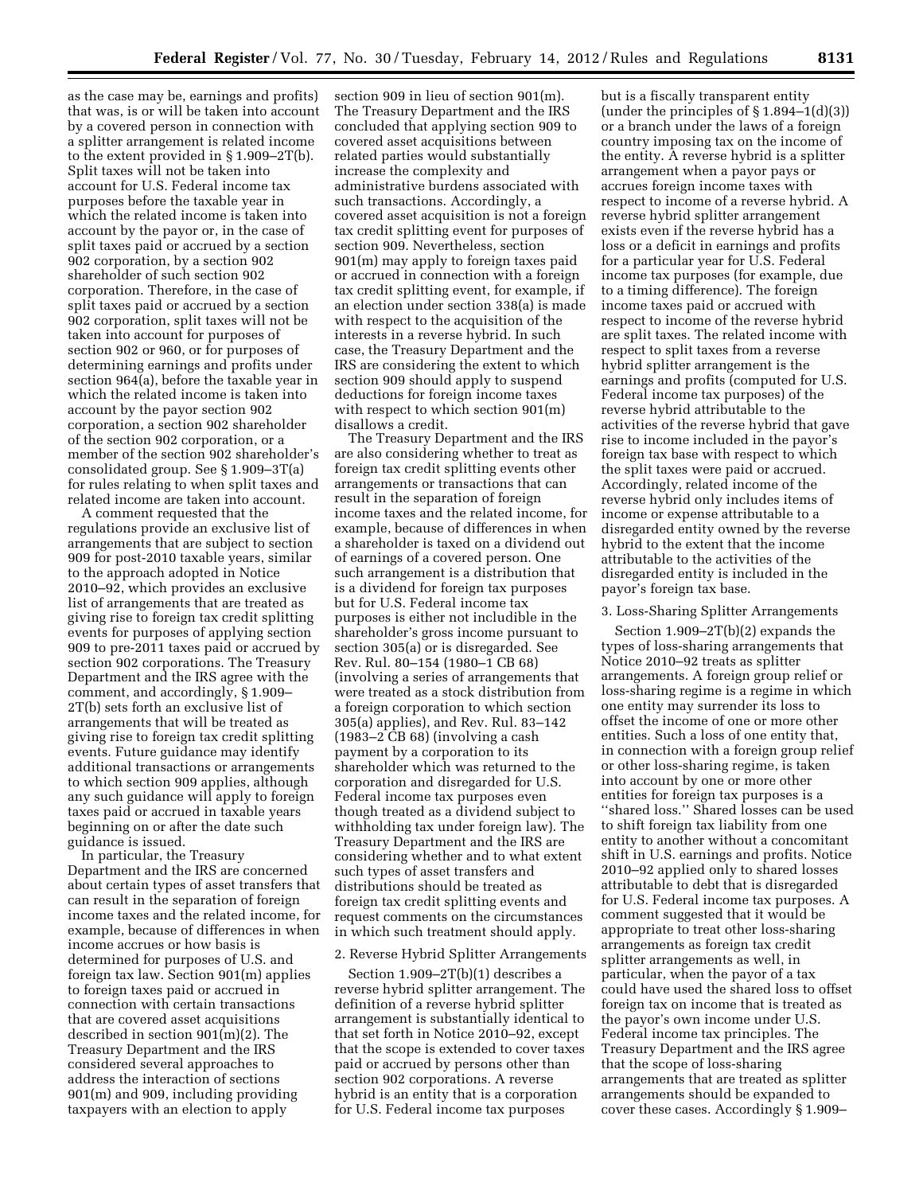as the case may be, earnings and profits) that was, is or will be taken into account by a covered person in connection with a splitter arrangement is related income to the extent provided in § 1.909–2T(b). Split taxes will not be taken into account for U.S. Federal income tax purposes before the taxable year in which the related income is taken into account by the payor or, in the case of split taxes paid or accrued by a section 902 corporation, by a section 902 shareholder of such section 902 corporation. Therefore, in the case of split taxes paid or accrued by a section 902 corporation, split taxes will not be taken into account for purposes of section 902 or 960, or for purposes of determining earnings and profits under section 964(a), before the taxable year in which the related income is taken into account by the payor section 902 corporation, a section 902 shareholder of the section 902 corporation, or a member of the section 902 shareholder's consolidated group. See § 1.909–3T(a) for rules relating to when split taxes and related income are taken into account.

A comment requested that the regulations provide an exclusive list of arrangements that are subject to section 909 for post-2010 taxable years, similar to the approach adopted in Notice 2010–92, which provides an exclusive list of arrangements that are treated as giving rise to foreign tax credit splitting events for purposes of applying section 909 to pre-2011 taxes paid or accrued by section 902 corporations. The Treasury Department and the IRS agree with the comment, and accordingly, § 1.909–2T(b) sets forth an exclusive list of arrangements that will be treated as giving rise to foreign tax credit splitting events. Future guidance may identify additional transactions or arrangements to which section 909 applies, although any such guidance will apply to foreign taxes paid or accrued in taxable years beginning on or after the date such guidance is issued.

In particular, the Treasury Department and the IRS are concerned about certain types of asset transfers that can result in the separation of foreign income taxes and the related income, for example, because of differences in when income accrues or how basis is determined for purposes of U.S. and foreign tax law. Section 901(m) applies to foreign taxes paid or accrued in connection with certain transactions that are covered asset acquisitions described in section 901(m)(2). The Treasury Department and the IRS considered several approaches to address the interaction of sections 901(m) and 909, including providing taxpayers with an election to apply section 909 in lieu of section 901(m). The Treasury Department and the IRS concluded that applying section 909 to covered asset acquisitions between related parties would substantially increase the complexity and administrative burdens associated with such transactions. Accordingly, a covered asset acquisition is not a foreign tax credit splitting event for purposes of section 909. Nevertheless, section 901(m) may apply to foreign taxes paid or accrued in connection with a foreign tax credit splitting event, for example, if an election under section 338(a) is made with respect to the acquisition of the interests in a reverse hybrid. In such case, the Treasury Department and the IRS are considering the extent to which section 909 should apply to suspend deductions for foreign income taxes with respect to which section 901(m) disallows a credit.

The Treasury Department and the IRS are also considering whether to treat as foreign tax credit splitting events other arrangements or transactions that can result in the separation of foreign income taxes and the related income, for example, because of differences in when a shareholder is taxed on a dividend out of earnings of a covered person. One such arrangement is a distribution that is a dividend for foreign tax purposes but for U.S. Federal income tax purposes is either not includible in the shareholder's gross income pursuant to section 305(a) or is disregarded. See Rev. Rul. 80–154 (1980–1 CB 68) (involving a series of arrangements that were treated as a stock distribution from a foreign corporation to which section 305(a) applies), and Rev. Rul. 83–142 (1983–2 CB 68) (involving a cash payment by a corporation to its shareholder which was returned to the corporation and disregarded for U.S. Federal income tax purposes even though treated as a dividend subject to withholding tax under foreign law). The Treasury Department and the IRS are considering whether and to what extent such types of asset transfers and distributions should be treated as foreign tax credit splitting events and request comments on the circumstances in which such treatment should apply.

2. Reverse Hybrid Splitter Arrangements

Section 1.909–2T(b)(1) describes a reverse hybrid splitter arrangement. The definition of a reverse hybrid splitter arrangement is substantially identical to that set forth in Notice 2010–92, except that the scope is extended to cover taxes paid or accrued by persons other than section 902 corporations. A reverse hybrid is an entity that is a corporation for U.S. Federal income tax purposes but is a fiscally transparent entity (under the principles of § 1.894–1(d)(3)) or a branch under the laws of a foreign country imposing tax on the income of the entity. A reverse hybrid is a splitter arrangement when a payor pays or accrues foreign income taxes with respect to income of a reverse hybrid. A reverse hybrid splitter arrangement exists even if the reverse hybrid has a loss or a deficit in earnings and profits for a particular year for U.S. Federal income tax purposes (for example, due to a timing difference). The foreign income taxes paid or accrued with respect to income of the reverse hybrid are split taxes. The related income with respect to split taxes from a reverse hybrid splitter arrangement is the earnings and profits (computed for U.S. Federal income tax purposes) of the reverse hybrid attributable to the activities of the reverse hybrid that gave rise to income included in the payor's foreign tax base with respect to which the split taxes were paid or accrued. Accordingly, related income of the reverse hybrid only includes items of income or expense attributable to a disregarded entity owned by the reverse hybrid to the extent that the income attributable to the activities of the disregarded entity is included in the payor's foreign tax base.

3. Loss-Sharing Splitter Arrangements

Section 1.909–2T(b)(2) expands the types of loss-sharing arrangements that Notice 2010–92 treats as splitter arrangements. A foreign group relief or loss-sharing regime is a regime in which one entity may surrender its loss to offset the income of one or more other entities. Such a loss of one entity that, in connection with a foreign group relief or other loss-sharing regime, is taken into account by one or more other entities for foreign tax purposes is a "shared loss." Shared losses can be used to shift foreign tax liability from one entity to another without a concomitant shift in U.S. earnings and profits. Notice 2010–92 applied only to shared losses attributable to debt that is disregarded for U.S. Federal income tax purposes. A comment suggested that it would be appropriate to treat other loss-sharing arrangements as foreign tax credit splitter arrangements as well, in particular, when the payor of a tax could have used the shared loss to offset foreign tax on income that is treated as the payor's own income under U.S. Federal income tax principles. The Treasury Department and the IRS agree that the scope of loss-sharing arrangements that are treated as splitter arrangements should be expanded to cover these cases. Accordingly § 1.909–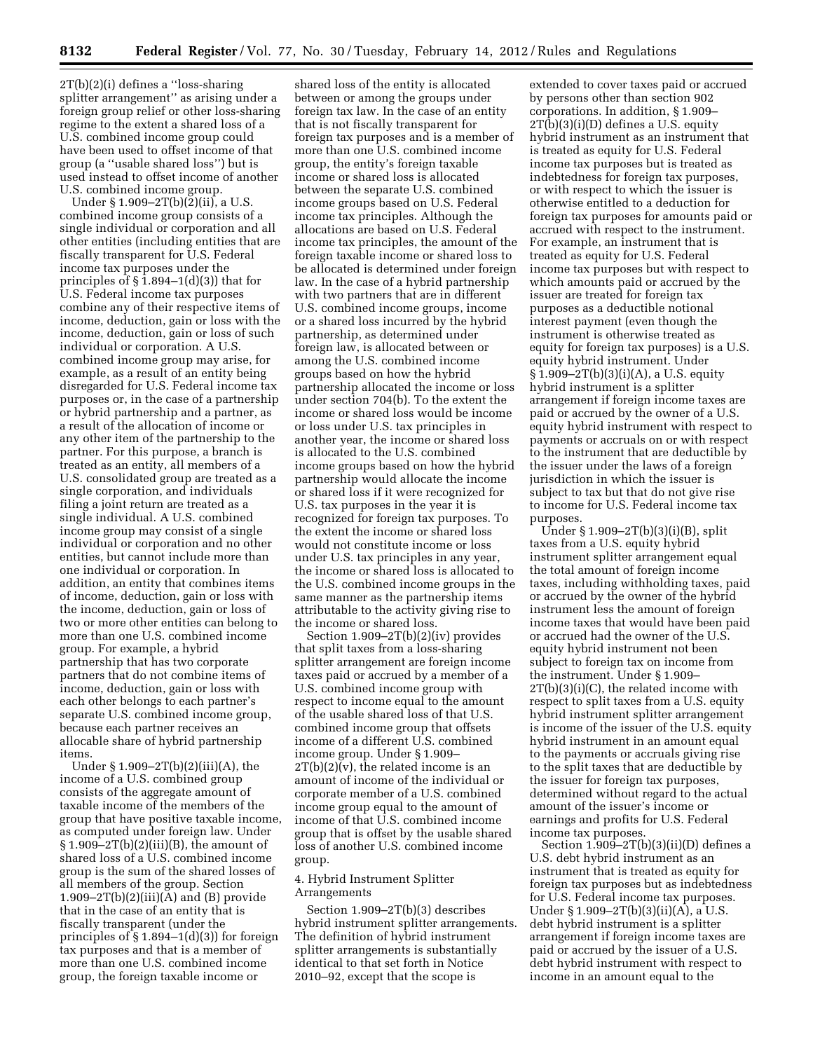2T(b)(2)(i) defines a ''loss-sharing splitter arrangement'' as arising under a foreign group relief or other loss-sharing regime to the extent a shared loss of a U.S. combined income group could have been used to offset income of that group (a ''usable shared loss'') but is used instead to offset income of another U.S. combined income group.

Under § 1.909–2T(b)(2)(ii), a U.S. combined income group consists of a single individual or corporation and all other entities (including entities that are fiscally transparent for U.S. Federal income tax purposes under the principles of § 1.894–1(d)(3)) that for U.S. Federal income tax purposes combine any of their respective items of income, deduction, gain or loss with the income, deduction, gain or loss of such individual or corporation. A U.S. combined income group may arise, for example, as a result of an entity being disregarded for U.S. Federal income tax purposes or, in the case of a partnership or hybrid partnership and a partner, as a result of the allocation of income or any other item of the partnership to the partner. For this purpose, a branch is treated as an entity, all members of a U.S. consolidated group are treated as a single corporation, and individuals filing a joint return are treated as a single individual. A U.S. combined income group may consist of a single individual or corporation and no other entities, but cannot include more than one individual or corporation. In addition, an entity that combines items of income, deduction, gain or loss with the income, deduction, gain or loss of two or more other entities can belong to more than one U.S. combined income group. For example, a hybrid partnership that has two corporate partners that do not combine items of income, deduction, gain or loss with each other belongs to each partner's separate U.S. combined income group, because each partner receives an allocable share of hybrid partnership items.

Under § 1.909–2T(b)(2)(iii)(A), the income of a U.S. combined group consists of the aggregate amount of taxable income of the members of the group that have positive taxable income, as computed under foreign law. Under § 1.909–2T(b)(2)(iii)(B), the amount of shared loss of a U.S. combined income group is the sum of the shared losses of all members of the group. Section 1.909–2T(b)(2)(iii)(A) and (B) provide that in the case of an entity that is fiscally transparent (under the principles of § 1.894–1(d)(3)) for foreign tax purposes and that is a member of more than one U.S. combined income group, the foreign taxable income or shared loss of the entity is allocated between or among the groups under foreign tax law. In the case of an entity that is not fiscally transparent for foreign tax purposes and is a member of more than one U.S. combined income group, the entity's foreign taxable income or shared loss is allocated between the separate U.S. combined income groups based on U.S. Federal income tax principles. Although the allocations are based on U.S. Federal income tax principles, the amount of the foreign taxable income or shared loss to be allocated is determined under foreign law. In the case of a hybrid partnership with two partners that are in different U.S. combined income groups, income or a shared loss incurred by the hybrid partnership, as determined under foreign law, is allocated between or among the U.S. combined income groups based on how the hybrid partnership allocated the income or loss under section 704(b). To the extent the income or shared loss would be income or loss under U.S. tax principles in another year, the income or shared loss is allocated to the U.S. combined income groups based on how the hybrid partnership would allocate the income or shared loss if it were recognized for U.S. tax purposes in the year it is recognized for foreign tax purposes. To the extent the income or shared loss would not constitute income or loss under U.S. tax principles in any year, the income or shared loss is allocated to the U.S. combined income groups in the same manner as the partnership items attributable to the activity giving rise to the income or shared loss.

Section 1.909–2T(b)(2)(iv) provides that split taxes from a loss-sharing splitter arrangement are foreign income taxes paid or accrued by a member of a U.S. combined income group with respect to income equal to the amount of the usable shared loss of that U.S. combined income group that offsets income of a different U.S. combined income group. Under § 1.909–2T(b)(2)(v), the related income is an amount of income of the individual or corporate member of a U.S. combined income group equal to the amount of income of that U.S. combined income group that is offset by the usable shared loss of another U.S. combined income group.

4. Hybrid Instrument Splitter Arrangements

Section 1.909–2T(b)(3) describes hybrid instrument splitter arrangements. The definition of hybrid instrument splitter arrangements is substantially identical to that set forth in Notice 2010–92, except that the scope is extended to cover taxes paid or accrued by persons other than section 902 corporations. In addition, § 1.909–2T(b)(3)(i)(D) defines a U.S. equity hybrid instrument as an instrument that is treated as equity for U.S. Federal income tax purposes but is treated as indebtedness for foreign tax purposes, or with respect to which the issuer is otherwise entitled to a deduction for foreign tax purposes for amounts paid or accrued with respect to the instrument. For example, an instrument that is treated as equity for U.S. Federal income tax purposes but with respect to which amounts paid or accrued by the issuer are treated for foreign tax purposes as a deductible notional interest payment (even though the instrument is otherwise treated as equity for foreign tax purposes) is a U.S. equity hybrid instrument. Under § 1.909–2T(b)(3)(i)(A), a U.S. equity hybrid instrument is a splitter arrangement if foreign income taxes are paid or accrued by the owner of a U.S. equity hybrid instrument with respect to payments or accruals on or with respect to the instrument that are deductible by the issuer under the laws of a foreign jurisdiction in which the issuer is subject to tax but that do not give rise to income for U.S. Federal income tax purposes.

Under § 1.909–2T(b)(3)(i)(B), split taxes from a U.S. equity hybrid instrument splitter arrangement equal the total amount of foreign income taxes, including withholding taxes, paid or accrued by the owner of the hybrid instrument less the amount of foreign income taxes that would have been paid or accrued had the owner of the U.S. equity hybrid instrument not been subject to foreign tax on income from the instrument. Under § 1.909–2T(b)(3)(i)(C), the related income with respect to split taxes from a U.S. equity hybrid instrument splitter arrangement is income of the issuer of the U.S. equity hybrid instrument in an amount equal to the payments or accruals giving rise to the split taxes that are deductible by the issuer for foreign tax purposes, determined without regard to the actual amount of the issuer's income or earnings and profits for U.S. Federal income tax purposes.

Section 1.909–2T(b)(3)(ii)(D) defines a U.S. debt hybrid instrument as an instrument that is treated as equity for foreign tax purposes but as indebtedness for U.S. Federal income tax purposes. Under § 1.909–2T(b)(3)(ii)(A), a U.S. debt hybrid instrument is a splitter arrangement if foreign income taxes are paid or accrued by the issuer of a U.S. debt hybrid instrument with respect to income in an amount equal to the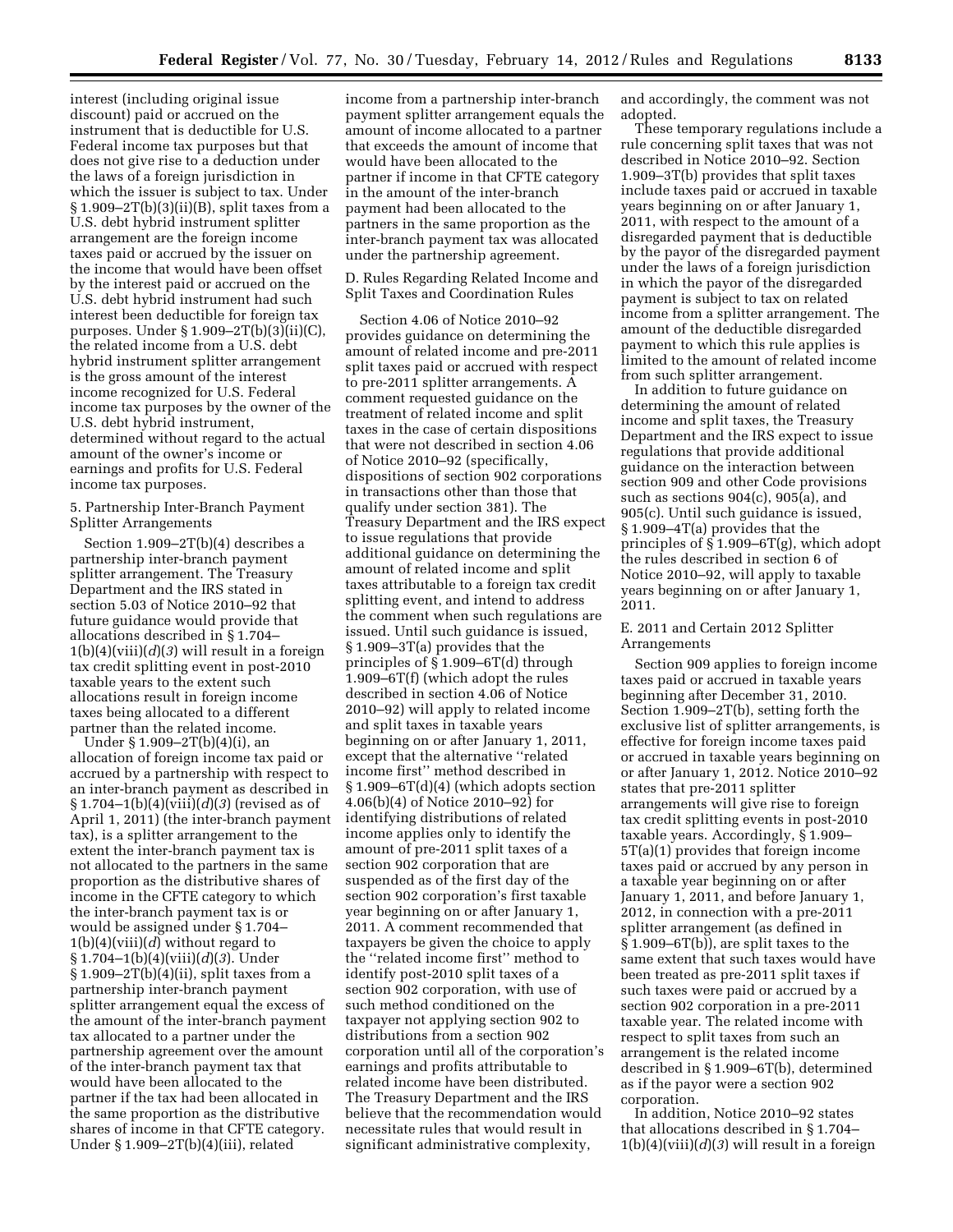interest (including original issue discount) paid or accrued on the instrument that is deductible for U.S. Federal income tax purposes but that does not give rise to a deduction under the laws of a foreign jurisdiction in which the issuer is subject to tax. Under § 1.909–2T(b)(3)(ii)(B), split taxes from a U.S. debt hybrid instrument splitter arrangement are the foreign income taxes paid or accrued by the issuer on the income that would have been offset by the interest paid or accrued on the U.S. debt hybrid instrument had such interest been deductible for foreign tax purposes. Under § 1.909–2T(b)(3)(ii)(C), the related income from a U.S. debt hybrid instrument splitter arrangement is the gross amount of the interest income recognized for U.S. Federal income tax purposes by the owner of the U.S. debt hybrid instrument, determined without regard to the actual amount of the owner's income or earnings and profits for U.S. Federal income tax purposes.

5. Partnership Inter-Branch Payment Splitter Arrangements

Section 1.909–2T(b)(4) describes a partnership inter-branch payment splitter arrangement. The Treasury Department and the IRS stated in section 5.03 of Notice 2010–92 that future guidance would provide that allocations described in § 1.704–1(b)(4)(viii)(*d*)(*3*) will result in a foreign tax credit splitting event in post-2010 taxable years to the extent such allocations result in foreign income taxes being allocated to a different partner than the related income.

Under § 1.909–2T(b)(4)(i), an allocation of foreign income tax paid or accrued by a partnership with respect to an inter-branch payment as described in § 1.704–1(b)(4)(viii)(*d*)(*3*) (revised as of April 1, 2011) (the inter-branch payment tax), is a splitter arrangement to the extent the inter-branch payment tax is not allocated to the partners in the same proportion as the distributive shares of income in the CFTE category to which the inter-branch payment tax is or would be assigned under § 1.704–1(b)(4)(viii)(*d*) without regard to § 1.704–1(b)(4)(viii)(*d*)(*3*). Under § 1.909–2T(b)(4)(ii), split taxes from a partnership inter-branch payment splitter arrangement equal the excess of the amount of the inter-branch payment tax allocated to a partner under the partnership agreement over the amount of the inter-branch payment tax that would have been allocated to the partner if the tax had been allocated in the same proportion as the distributive shares of income in that CFTE category. Under § 1.909–2T(b)(4)(iii), related income from a partnership inter-branch payment splitter arrangement equals the amount of income allocated to a partner that exceeds the amount of income that would have been allocated to the partner if income in that CFTE category in the amount of the inter-branch payment had been allocated to the partners in the same proportion as the inter-branch payment tax was allocated under the partnership agreement.

D. Rules Regarding Related Income and Split Taxes and Coordination Rules

Section 4.06 of Notice 2010–92 provides guidance on determining the amount of related income and pre-2011 split taxes paid or accrued with respect to pre-2011 splitter arrangements. A comment requested guidance on the treatment of related income and split taxes in the case of certain dispositions that were not described in section 4.06 of Notice 2010–92 (specifically, dispositions of section 902 corporations in transactions other than those that qualify under section 381). The Treasury Department and the IRS expect to issue regulations that provide additional guidance on determining the amount of related income and split taxes attributable to a foreign tax credit splitting event, and intend to address the comment when such regulations are issued. Until such guidance is issued, § 1.909–3T(a) provides that the principles of § 1.909–6T(d) through 1.909–6T(f) (which adopt the rules described in section 4.06 of Notice 2010–92) will apply to related income and split taxes in taxable years beginning on or after January 1, 2011, except that the alternative "related income first" method described in § 1.909–6T(d)(4) (which adopts section 4.06(b)(4) of Notice 2010–92) for identifying distributions of related income applies only to identify the amount of pre-2011 split taxes of a section 902 corporation that are suspended as of the first day of the section 902 corporation's first taxable year beginning on or after January 1, 2011. A comment recommended that taxpayers be given the choice to apply the "related income first" method to identify post-2010 split taxes of a section 902 corporation, with use of such method conditioned on the taxpayer not applying section 902 to distributions from a section 902 corporation until all of the corporation's earnings and profits attributable to related income have been distributed. The Treasury Department and the IRS believe that the recommendation would necessitate rules that would result in significant administrative complexity, and accordingly, the comment was not adopted.

These temporary regulations include a rule concerning split taxes that was not described in Notice 2010–92. Section 1.909–3T(b) provides that split taxes include taxes paid or accrued in taxable years beginning on or after January 1, 2011, with respect to the amount of a disregarded payment that is deductible by the payor of the disregarded payment under the laws of a foreign jurisdiction in which the payor of the disregarded payment is subject to tax on related income from a splitter arrangement. The amount of the deductible disregarded payment to which this rule applies is limited to the amount of related income from such splitter arrangement.

In addition to future guidance on determining the amount of related income and split taxes, the Treasury Department and the IRS expect to issue regulations that provide additional guidance on the interaction between section 909 and other Code provisions such as sections 904(c), 905(a), and 905(c). Until such guidance is issued, § 1.909–4T(a) provides that the principles of § 1.909–6T(g), which adopt the rules described in section 6 of Notice 2010–92, will apply to taxable years beginning on or after January 1, 2011.

E. 2011 and Certain 2012 Splitter Arrangements

Section 909 applies to foreign income taxes paid or accrued in taxable years beginning after December 31, 2010. Section 1.909–2T(b), setting forth the exclusive list of splitter arrangements, is effective for foreign income taxes paid or accrued in taxable years beginning on or after January 1, 2012. Notice 2010–92 states that pre-2011 splitter arrangements will give rise to foreign tax credit splitting events in post-2010 taxable years. Accordingly, § 1.909–5T(a)(1) provides that foreign income taxes paid or accrued by any person in a taxable year beginning on or after January 1, 2011, and before January 1, 2012, in connection with a pre-2011 splitter arrangement (as defined in § 1.909–6T(b)), are split taxes to the same extent that such taxes would have been treated as pre-2011 split taxes if such taxes were paid or accrued by a section 902 corporation in a pre-2011 taxable year. The related income with respect to split taxes from such an arrangement is the related income described in § 1.909–6T(b), determined as if the payor were a section 902 corporation.

In addition, Notice 2010–92 states that allocations described in § 1.704–1(b)(4)(viii)(*d*)(*3*) will result in a foreign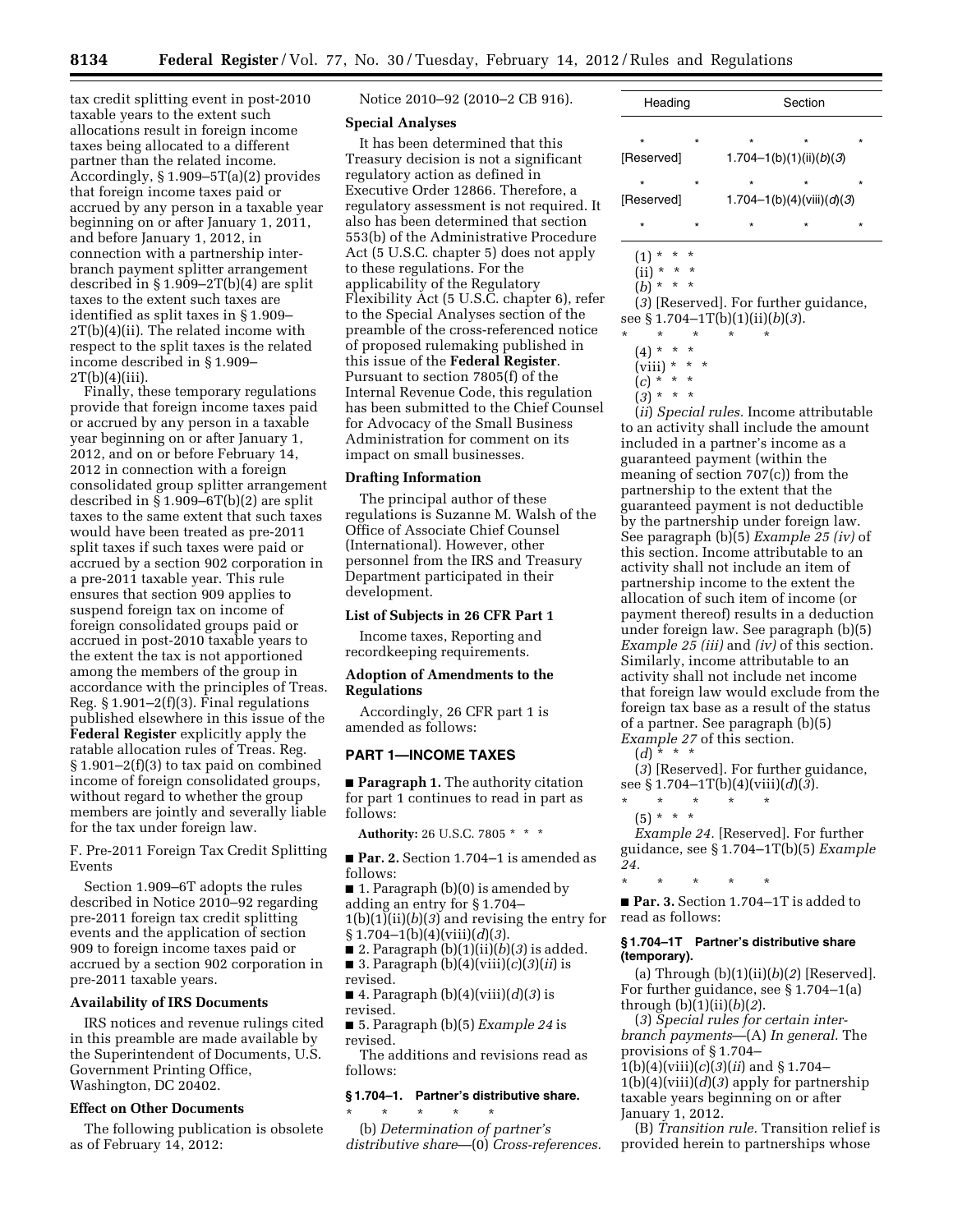tax credit splitting event in post-2010 taxable years to the extent such allocations result in foreign income taxes being allocated to a different partner than the related income. Accordingly, § 1.909–5T(a)(2) provides that foreign income taxes paid or accrued by any person in a taxable year beginning on or after January 1, 2011, and before January 1, 2012, in connection with a partnership inter-branch payment splitter arrangement described in § 1.909–2T(b)(4) are split taxes to the extent such taxes are identified as split taxes in § 1.909–2T(b)(4)(ii). The related income with respect to the split taxes is the related income described in § 1.909–2T(b)(4)(iii).

Finally, these temporary regulations provide that foreign income taxes paid or accrued by any person in a taxable year beginning on or after January 1, 2012, and on or before February 14, 2012 in connection with a foreign consolidated group splitter arrangement described in § 1.909–6T(b)(2) are split taxes to the same extent that such taxes would have been treated as pre-2011 split taxes if such taxes were paid or accrued by a section 902 corporation in a pre-2011 taxable year. This rule ensures that section 909 applies to suspend foreign tax on income of foreign consolidated groups paid or accrued in post-2010 taxable years to the extent the tax is not apportioned among the members of the group in accordance with the principles of Treas. Reg. § 1.901–2(f)(3). Final regulations published elsewhere in this issue of the **Federal Register** explicitly apply the ratable allocation rules of Treas. Reg. § 1.901–2(f)(3) to tax paid on combined income of foreign consolidated groups, without regard to whether the group members are jointly and severally liable for the tax under foreign law.

F. Pre-2011 Foreign Tax Credit Splitting Events

Section 1.909–6T adopts the rules described in Notice 2010–92 regarding pre-2011 foreign tax credit splitting events and the application of section 909 to foreign income taxes paid or accrued by a section 902 corporation in pre-2011 taxable years.

## Availability of IRS Documents

IRS notices and revenue rulings cited in this preamble are made available by the Superintendent of Documents, U.S. Government Printing Office, Washington, DC 20402.

## Effect on Other Documents

The following publication is obsolete as of February 14, 2012:

Notice 2010–92 (2010–2 CB 916).

## Special Analyses

It has been determined that this Treasury decision is not a significant regulatory action as defined in Executive Order 12866. Therefore, a regulatory assessment is not required. It also has been determined that section 553(b) of the Administrative Procedure Act (5 U.S.C. chapter 5) does not apply to these regulations. For the applicability of the Regulatory Flexibility Act (5 U.S.C. chapter 6), refer to the Special Analyses section of the preamble of the cross-referenced notice of proposed rulemaking published in this issue of the **Federal Register**. Pursuant to section 7805(f) of the Internal Revenue Code, this regulation has been submitted to the Chief Counsel for Advocacy of the Small Business Administration for comment on its impact on small businesses.

## Drafting Information

The principal author of these regulations is Suzanne M. Walsh of the Office of Associate Chief Counsel (International). However, other personnel from the IRS and Treasury Department participated in their development.

## List of Subjects in 26 CFR Part 1

Income taxes, Reporting and recordkeeping requirements.

## Adoption of Amendments to the Regulations

Accordingly, 26 CFR part 1 is amended as follows:

## PART 1—INCOME TAXES

■ **Paragraph 1.** The authority citation for part 1 continues to read in part as follows:

**Authority:** 26 U.S.C. 7805 * * *

■ **Par. 2.** Section 1.704–1 is amended as follows:

■ 1. Paragraph (b)(0) is amended by adding an entry for § 1.704–1(b)(1)(ii)(*b*)(*3*) and revising the entry for § 1.704–1(b)(4)(viii)(*d*)(*3*).

■ 2. Paragraph (b)(1)(ii)(*b*)(*3*) is added.

■ 3. Paragraph (b)(4)(viii)(*c*)(*3*)(*ii*) is revised.

■ 4. Paragraph (b)(4)(viii)(*d*)(*3*) is revised.

■ 5. Paragraph (b)(5) *Example 24* is revised.

The additions and revisions read as follows:

### § 1.704–1. Partner's distributive share.

\* \* \* \* \*

(b) *Determination of partner's distributive share*—(0) *Cross-references.*

| Heading | Section |
|---|---|
| * * | * * * |
| [Reserved] | 1.704–1(b)(1)(ii)(*b*)(*3*) |
| * * | * * * |
| [Reserved] | 1.704–1(b)(4)(viii)(*d*)(*3*) |
| * * | * * * |

(1) * * *

(ii) * * *

(*b*) * * *

(*3*) [Reserved]. For further guidance, see § 1.704–1T(b)(1)(ii)(*b*)(*3*).

\* \* \* \* \*

(4) * * *

(viii) * * *

(*c*) * * *

(*3*) * * *

(*ii*) *Special rules.* Income attributable to an activity shall include the amount included in a partner's income as a guaranteed payment (within the meaning of section 707(c)) from the partnership to the extent that the guaranteed payment is not deductible by the partnership under foreign law. See paragraph (b)(5) *Example 25 (iv)* of this section. Income attributable to an activity shall not include an item of partnership income to the extent the allocation of such item of income (or payment thereof) results in a deduction under foreign law. See paragraph (b)(5) *Example 25 (iii)* and *(iv)* of this section. Similarly, income attributable to an activity shall not include net income that foreign law would exclude from the foreign tax base as a result of the status of a partner. See paragraph (b)(5) *Example 27* of this section.

(*d*) * * *

(*3*) [Reserved]. For further guidance, see § 1.704–1T(b)(4)(viii)(*d*)(*3*).

\* \* \* \* \*

(5) * * *

*Example 24.* [Reserved]. For further guidance, see § 1.704–1T(b)(5) *Example 24.*

\* \* \* \* \*

■ **Par. 3.** Section 1.704–1T is added to read as follows:

### § 1.704–1T Partner's distributive share (temporary).

(a) Through (b)(1)(ii)(*b*)(*2*) [Reserved]. For further guidance, see § 1.704–1(a) through (b)(1)(ii)(*b*)(*2*).

(*3*) *Special rules for certain inter-branch payments*—(A) *In general.* The provisions of § 1.704–1(b)(4)(viii)(*c*)(*3*)(*ii*) and § 1.704–1(b)(4)(viii)(*d*)(*3*) apply for partnership taxable years beginning on or after January 1, 2012.

(B) *Transition rule.* Transition relief is provided herein to partnerships whose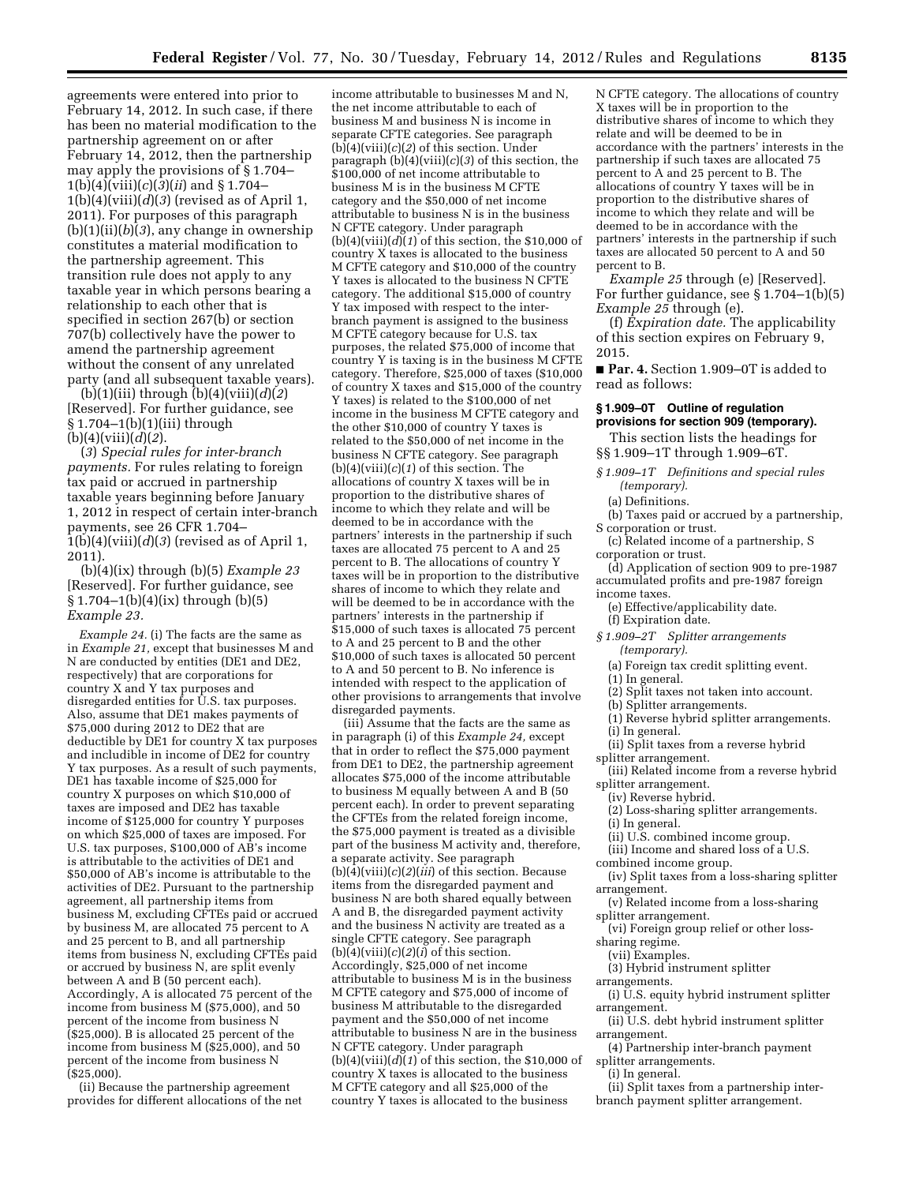agreements were entered into prior to February 14, 2012. In such case, if there has been no material modification to the partnership agreement on or after February 14, 2012, then the partnership may apply the provisions of § 1.704–1(b)(4)(viii)(*c*)(*3*)(*ii*) and § 1.704–1(b)(4)(viii)(*d*)(*3*) (revised as of April 1, 2011). For purposes of this paragraph (b)(1)(ii)(*b*)(*3*), any change in ownership constitutes a material modification to the partnership agreement. This transition rule does not apply to any taxable year in which persons bearing a relationship to each other that is specified in section 267(b) or section 707(b) collectively have the power to amend the partnership agreement without the consent of any unrelated party (and all subsequent taxable years).

(b)(1)(iii) through (b)(4)(viii)(*d*)(*2*) [Reserved]. For further guidance, see § 1.704–1(b)(1)(iii) through (b)(4)(viii)(*d*)(*2*).

(*3*) *Special rules for inter-branch payments.* For rules relating to foreign tax paid or accrued in partnership taxable years beginning before January 1, 2012 in respect of certain inter-branch payments, see 26 CFR 1.704–1(b)(4)(viii)(*d*)(*3*) (revised as of April 1, 2011).

(b)(4)(ix) through (b)(5) *Example 23* [Reserved]. For further guidance, see § 1.704–1(b)(4)(ix) through (b)(5) *Example 23.*

*Example 24.* (i) The facts are the same as in *Example 21,* except that businesses M and N are conducted by entities (DE1 and DE2, respectively) that are corporations for country X and Y tax purposes and disregarded entities for U.S. tax purposes. Also, assume that DE1 makes payments of $75,000 during 2012 to DE2 that are deductible by DE1 for country X tax purposes and includible in income of DE2 for country Y tax purposes. As a result of such payments, DE1 has taxable income of $25,000 for country X purposes on which $10,000 of taxes are imposed and DE2 has taxable income of $125,000 for country Y purposes on which $25,000 of taxes are imposed. For U.S. tax purposes, $100,000 of AB's income is attributable to the activities of DE1 and $50,000 of AB's income is attributable to the activities of DE2. Pursuant to the partnership agreement, all partnership items from business M, excluding CFTEs paid or accrued by business M, are allocated 75 percent to A and 25 percent to B, and all partnership items from business N, excluding CFTEs paid or accrued by business N, are split evenly between A and B (50 percent each). Accordingly, A is allocated 75 percent of the income from business M ($75,000), and 50 percent of the income from business N ($25,000). B is allocated 25 percent of the income from business M ($25,000), and 50 percent of the income from business N ($25,000).

(ii) Because the partnership agreement provides for different allocations of the net income attributable to businesses M and N, the net income attributable to each of business M and business N is income in separate CFTE categories. See paragraph (b)(4)(viii)(*c*)(*2*) of this section. Under paragraph (b)(4)(viii)(*c*)(*3*) of this section, the $100,000 of net income attributable to business M is in the business M CFTE category and the $50,000 of net income attributable to business N is in the business N CFTE category. Under paragraph (b)(4)(viii)(*d*)(*1*) of this section, the $10,000 of country X taxes is allocated to the business M CFTE category and $10,000 of the country Y taxes is allocated to the business N CFTE category. The additional $15,000 of country Y tax imposed with respect to the inter-branch payment is assigned to the business M CFTE category because for U.S. tax purposes, the related $75,000 of income that country Y is taxing is in the business M CFTE category. Therefore, $25,000 of taxes ($10,000 of country X taxes and $15,000 of the country Y taxes) is related to the $100,000 of net income in the business M CFTE category and the other $10,000 of country Y taxes is related to the $50,000 of net income in the business N CFTE category. See paragraph (b)(4)(viii)(*c*)(*1*) of this section. The allocations of country X taxes will be in proportion to the distributive shares of income to which they relate and will be deemed to be in accordance with the partners' interests in the partnership if such taxes are allocated 75 percent to A and 25 percent to B. The allocations of country Y taxes will be in proportion to the distributive shares of income to which they relate and will be deemed to be in accordance with the partners' interests in the partnership if $15,000 of such taxes is allocated 75 percent to A and 25 percent to B and the other $10,000 of such taxes is allocated 50 percent to A and 50 percent to B. No inference is intended with respect to the application of other provisions to arrangements that involve disregarded payments.

(iii) Assume that the facts are the same as in paragraph (i) of this *Example 24,* except that in order to reflect the $75,000 payment from DE1 to DE2, the partnership agreement allocates $75,000 of the income attributable to business M equally between A and B (50 percent each). In order to prevent separating the CFTEs from the related foreign income, the $75,000 payment is treated as a divisible part of the business M activity and, therefore, a separate activity. See paragraph (b)(4)(viii)(*c*)(*2*)(*iii*) of this section. Because items from the disregarded payment and business N are both shared equally between A and B, the disregarded payment activity and the business N activity are treated as a single CFTE category. See paragraph (b)(4)(viii)(*c*)(*2*)(*i*) of this section. Accordingly, $25,000 of net income attributable to business M is in the business M CFTE category and $75,000 of income of business M attributable to the disregarded payment and the $50,000 of net income attributable to business N are in the business N CFTE category. Under paragraph (b)(4)(viii)(*d*)(*1*) of this section, the $10,000 of country X taxes is allocated to the business M CFTE category and all $25,000 of the country Y taxes is allocated to the business N CFTE category. The allocations of country X taxes will be in proportion to the distributive shares of income to which they relate and will be deemed to be in accordance with the partners' interests in the partnership if such taxes are allocated 75 percent to A and 25 percent to B. The allocations of country Y taxes will be in proportion to the distributive shares of income to which they relate and will be deemed to be in accordance with the partners' interests in the partnership if such taxes are allocated 50 percent to A and 50 percent to B.

*Example 25* through (e) [Reserved]. For further guidance, see § 1.704–1(b)(5) *Example 25* through (e).

(f) *Expiration date.* The applicability of this section expires on February 9, 2015.

■ **Par. 4.** Section 1.909–0T is added to read as follows:

**§ 1.909–0T Outline of regulation provisions for section 909 (temporary).**

This section lists the headings for §§ 1.909–1T through 1.909–6T.

*§ 1.909–1T Definitions and special rules (temporary).*

(a) Definitions.

(b) Taxes paid or accrued by a partnership, S corporation or trust.

(c) Related income of a partnership, S corporation or trust.

(d) Application of section 909 to pre-1987 accumulated profits and pre-1987 foreign income taxes.

(e) Effective/applicability date.

(f) Expiration date.

*§ 1.909–2T Splitter arrangements (temporary).*

(a) Foreign tax credit splitting event.

(1) In general.

(2) Split taxes not taken into account.

(b) Splitter arrangements.

(1) Reverse hybrid splitter arrangements.

(i) In general.

(ii) Split taxes from a reverse hybrid splitter arrangement.

(iii) Related income from a reverse hybrid splitter arrangement.

(iv) Reverse hybrid.

(2) Loss-sharing splitter arrangements.

(i) In general.

(ii) U.S. combined income group.

(iii) Income and shared loss of a U.S. combined income group.

(iv) Split taxes from a loss-sharing splitter arrangement.

(v) Related income from a loss-sharing splitter arrangement.

(vi) Foreign group relief or other loss-sharing regime.

(vii) Examples.

(3) Hybrid instrument splitter arrangements.

(i) U.S. equity hybrid instrument splitter arrangement.

(ii) U.S. debt hybrid instrument splitter arrangement.

(4) Partnership inter-branch payment splitter arrangements.

(i) In general.

(ii) Split taxes from a partnership inter-branch payment splitter arrangement.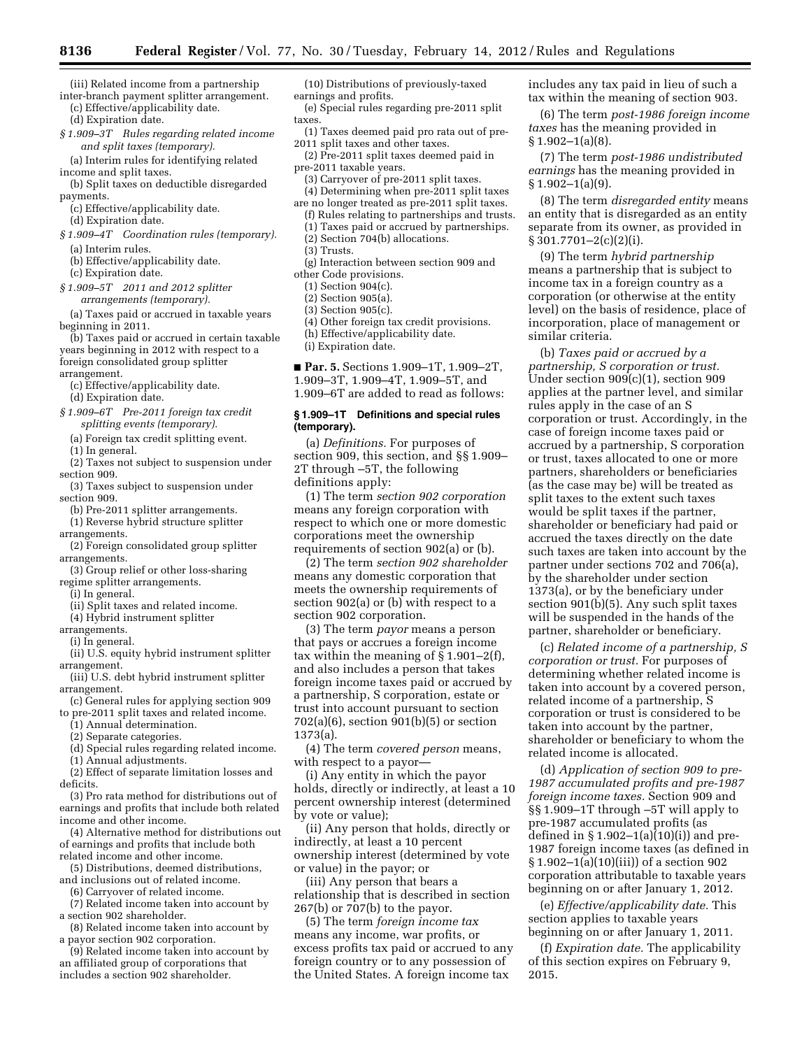(iii) Related income from a partnership inter-branch payment splitter arrangement.

(c) Effective/applicability date.

(d) Expiration date.

*§ 1.909–3T Rules regarding related income and split taxes (temporary).*

(a) Interim rules for identifying related income and split taxes.

(b) Split taxes on deductible disregarded payments.

(c) Effective/applicability date.

(d) Expiration date.

*§ 1.909–4T Coordination rules (temporary).*

(a) Interim rules.

(b) Effective/applicability date.

(c) Expiration date.

*§ 1.909–5T 2011 and 2012 splitter arrangements (temporary).*

(a) Taxes paid or accrued in taxable years beginning in 2011.

(b) Taxes paid or accrued in certain taxable years beginning in 2012 with respect to a foreign consolidated group splitter arrangement.

(c) Effective/applicability date.

(d) Expiration date.

*§ 1.909–6T Pre-2011 foreign tax credit splitting events (temporary).*

(a) Foreign tax credit splitting event.

(1) In general.

(2) Taxes not subject to suspension under section 909.

(3) Taxes subject to suspension under section 909.

(b) Pre-2011 splitter arrangements.

(1) Reverse hybrid structure splitter arrangements.

(2) Foreign consolidated group splitter arrangements.

(3) Group relief or other loss-sharing regime splitter arrangements.

(i) In general.

(ii) Split taxes and related income.

(4) Hybrid instrument splitter arrangements.

(i) In general.

(ii) U.S. equity hybrid instrument splitter arrangement.

(iii) U.S. debt hybrid instrument splitter arrangement.

(c) General rules for applying section 909 to pre-2011 split taxes and related income.

(1) Annual determination.

(2) Separate categories.

(d) Special rules regarding related income.

(1) Annual adjustments.

(2) Effect of separate limitation losses and deficits.

(3) Pro rata method for distributions out of earnings and profits that include both related income and other income.

(4) Alternative method for distributions out of earnings and profits that include both related income and other income.

(5) Distributions, deemed distributions, and inclusions out of related income.

(6) Carryover of related income.

(7) Related income taken into account by a section 902 shareholder.

(8) Related income taken into account by a payor section 902 corporation.

(9) Related income taken into account by an affiliated group of corporations that includes a section 902 shareholder.

(10) Distributions of previously-taxed earnings and profits.

(e) Special rules regarding pre-2011 split taxes.

(1) Taxes deemed paid pro rata out of pre-2011 split taxes and other taxes.

(2) Pre-2011 split taxes deemed paid in pre-2011 taxable years.

(3) Carryover of pre-2011 split taxes.

(4) Determining when pre-2011 split taxes are no longer treated as pre-2011 split taxes.

(f) Rules relating to partnerships and trusts.

(1) Taxes paid or accrued by partnerships.

(2) Section 704(b) allocations.

(3) Trusts.

(g) Interaction between section 909 and other Code provisions.

(1) Section 904(c).

(2) Section 905(a).

(3) Section 905(c).

(4) Other foreign tax credit provisions.

(h) Effective/applicability date.

(i) Expiration date.

■ **Par. 5.** Sections 1.909–1T, 1.909–2T, 1.909–3T, 1.909–4T, 1.909–5T, and 1.909–6T are added to read as follows:

**§ 1.909–1T Definitions and special rules (temporary).**

(a) *Definitions.* For purposes of section 909, this section, and §§ 1.909–2T through –5T, the following definitions apply:

(1) The term *section 902 corporation* means any foreign corporation with respect to which one or more domestic corporations meet the ownership requirements of section 902(a) or (b).

(2) The term *section 902 shareholder* means any domestic corporation that meets the ownership requirements of section 902(a) or (b) with respect to a section 902 corporation.

(3) The term *payor* means a person that pays or accrues a foreign income tax within the meaning of § 1.901–2(f), and also includes a person that takes foreign income taxes paid or accrued by a partnership, S corporation, estate or trust into account pursuant to section 702(a)(6), section 901(b)(5) or section 1373(a).

(4) The term *covered person* means, with respect to a payor—

(i) Any entity in which the payor holds, directly or indirectly, at least a 10 percent ownership interest (determined by vote or value);

(ii) Any person that holds, directly or indirectly, at least a 10 percent ownership interest (determined by vote or value) in the payor; or

(iii) Any person that bears a relationship that is described in section 267(b) or 707(b) to the payor.

(5) The term *foreign income tax* means any income, war profits, or excess profits tax paid or accrued to any foreign country or to any possession of the United States. A foreign income tax includes any tax paid in lieu of such a tax within the meaning of section 903.

(6) The term *post-1986 foreign income taxes* has the meaning provided in § 1.902–1(a)(8).

(7) The term *post-1986 undistributed earnings* has the meaning provided in § 1.902–1(a)(9).

(8) The term *disregarded entity* means an entity that is disregarded as an entity separate from its owner, as provided in § 301.7701–2(c)(2)(i).

(9) The term *hybrid partnership* means a partnership that is subject to income tax in a foreign country as a corporation (or otherwise at the entity level) on the basis of residence, place of incorporation, place of management or similar criteria.

(b) *Taxes paid or accrued by a partnership, S corporation or trust.* Under section 909(c)(1), section 909 applies at the partner level, and similar rules apply in the case of an S corporation or trust. Accordingly, in the case of foreign income taxes paid or accrued by a partnership, S corporation or trust, taxes allocated to one or more partners, shareholders or beneficiaries (as the case may be) will be treated as split taxes to the extent such taxes would be split taxes if the partner, shareholder or beneficiary had paid or accrued the taxes directly on the date such taxes are taken into account by the partner under sections 702 and 706(a), by the shareholder under section 1373(a), or by the beneficiary under section 901(b)(5). Any such split taxes will be suspended in the hands of the partner, shareholder or beneficiary.

(c) *Related income of a partnership, S corporation or trust.* For purposes of determining whether related income is taken into account by a covered person, related income of a partnership, S corporation or trust is considered to be taken into account by the partner, shareholder or beneficiary to whom the related income is allocated.

(d) *Application of section 909 to pre-1987 accumulated profits and pre-1987 foreign income taxes.* Section 909 and §§ 1.909–1T through –5T will apply to pre-1987 accumulated profits (as defined in § 1.902–1(a)(10)(i)) and pre-1987 foreign income taxes (as defined in § 1.902–1(a)(10)(iii)) of a section 902 corporation attributable to taxable years beginning on or after January 1, 2012.

(e) *Effective/applicability date.* This section applies to taxable years beginning on or after January 1, 2011.

(f) *Expiration date.* The applicability of this section expires on February 9, 2015.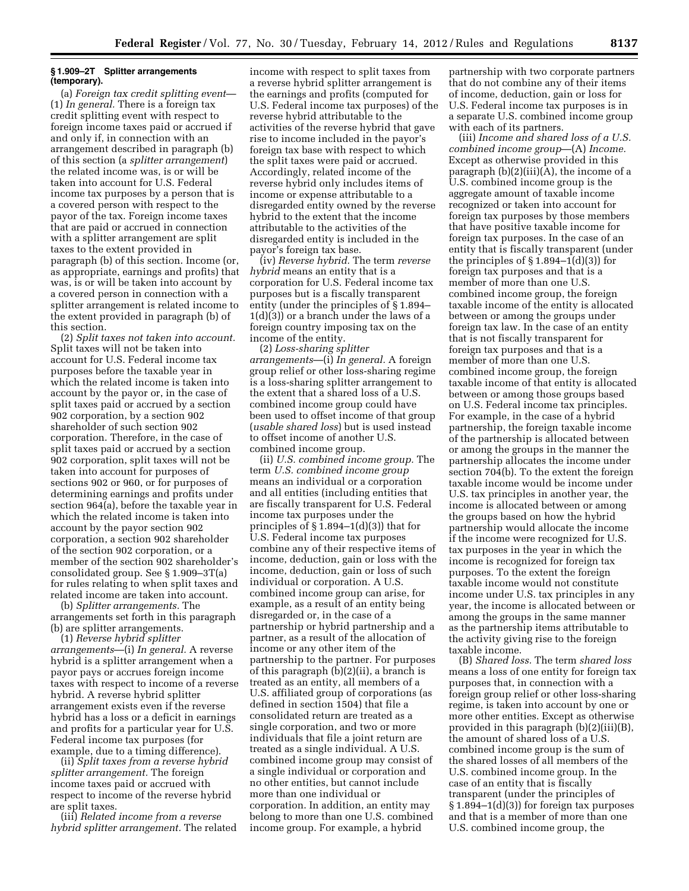### § 1.909–2T Splitter arrangements (temporary).

(a) *Foreign tax credit splitting event*—(1) *In general.* There is a foreign tax credit splitting event with respect to foreign income taxes paid or accrued if and only if, in connection with an arrangement described in paragraph (b) of this section (a *splitter arrangement*) the related income was, is or will be taken into account for U.S. Federal income tax purposes by a person that is a covered person with respect to the payor of the tax. Foreign income taxes that are paid or accrued in connection with a splitter arrangement are split taxes to the extent provided in paragraph (b) of this section. Income (or, as appropriate, earnings and profits) that was, is or will be taken into account by a covered person in connection with a splitter arrangement is related income to the extent provided in paragraph (b) of this section.

(2) *Split taxes not taken into account.* Split taxes will not be taken into account for U.S. Federal income tax purposes before the taxable year in which the related income is taken into account by the payor or, in the case of split taxes paid or accrued by a section 902 corporation, by a section 902 shareholder of such section 902 corporation. Therefore, in the case of split taxes paid or accrued by a section 902 corporation, split taxes will not be taken into account for purposes of sections 902 or 960, or for purposes of determining earnings and profits under section 964(a), before the taxable year in which the related income is taken into account by the payor section 902 corporation, a section 902 shareholder of the section 902 corporation, or a member of the section 902 shareholder's consolidated group. See § 1.909–3T(a) for rules relating to when split taxes and related income are taken into account.

(b) *Splitter arrangements.* The arrangements set forth in this paragraph (b) are splitter arrangements.

(1) *Reverse hybrid splitter arrangements*—(i) *In general.* A reverse hybrid is a splitter arrangement when a payor pays or accrues foreign income taxes with respect to income of a reverse hybrid. A reverse hybrid splitter arrangement exists even if the reverse hybrid has a loss or a deficit in earnings and profits for a particular year for U.S. Federal income tax purposes (for example, due to a timing difference).

(ii) *Split taxes from a reverse hybrid splitter arrangement.* The foreign income taxes paid or accrued with respect to income of the reverse hybrid are split taxes.

(iii) *Related income from a reverse hybrid splitter arrangement.* The related income with respect to split taxes from a reverse hybrid splitter arrangement is the earnings and profits (computed for U.S. Federal income tax purposes) of the reverse hybrid attributable to the activities of the reverse hybrid that gave rise to income included in the payor's foreign tax base with respect to which the split taxes were paid or accrued. Accordingly, related income of the reverse hybrid only includes items of income or expense attributable to a disregarded entity owned by the reverse hybrid to the extent that the income attributable to the activities of the disregarded entity is included in the payor's foreign tax base.

(iv) *Reverse hybrid.* The term *reverse hybrid* means an entity that is a corporation for U.S. Federal income tax purposes but is a fiscally transparent entity (under the principles of § 1.894–1(d)(3)) or a branch under the laws of a foreign country imposing tax on the income of the entity.

(2) *Loss-sharing splitter arrangements*—(i) *In general.* A foreign group relief or other loss-sharing regime is a loss-sharing splitter arrangement to the extent that a shared loss of a U.S. combined income group could have been used to offset income of that group (*usable shared loss*) but is used instead to offset income of another U.S. combined income group.

(ii) *U.S. combined income group.* The term *U.S. combined income group* means an individual or a corporation and all entities (including entities that are fiscally transparent for U.S. Federal income tax purposes under the principles of § 1.894–1(d)(3)) that for U.S. Federal income tax purposes combine any of their respective items of income, deduction, gain or loss with the income, deduction, gain or loss of such individual or corporation. A U.S. combined income group can arise, for example, as a result of an entity being disregarded or, in the case of a partnership or hybrid partnership and a partner, as a result of the allocation of income or any other item of the partnership to the partner. For purposes of this paragraph (b)(2)(ii), a branch is treated as an entity, all members of a U.S. affiliated group of corporations (as defined in section 1504) that file a consolidated return are treated as a single corporation, and two or more individuals that file a joint return are treated as a single individual. A U.S. combined income group may consist of a single individual or corporation and no other entities, but cannot include more than one individual or corporation. In addition, an entity may belong to more than one U.S. combined income group. For example, a hybrid partnership with two corporate partners that do not combine any of their items of income, deduction, gain or loss for U.S. Federal income tax purposes is in a separate U.S. combined income group with each of its partners.

(iii) *Income and shared loss of a U.S. combined income group*—(A) *Income.* Except as otherwise provided in this paragraph (b)(2)(iii)(A), the income of a U.S. combined income group is the aggregate amount of taxable income recognized or taken into account for foreign tax purposes by those members that have positive taxable income for foreign tax purposes. In the case of an entity that is fiscally transparent (under the principles of § 1.894–1(d)(3)) for foreign tax purposes and that is a member of more than one U.S. combined income group, the foreign taxable income of the entity is allocated between or among the groups under foreign tax law. In the case of an entity that is not fiscally transparent for foreign tax purposes and that is a member of more than one U.S. combined income group, the foreign taxable income of that entity is allocated between or among those groups based on U.S. Federal income tax principles. For example, in the case of a hybrid partnership, the foreign taxable income of the partnership is allocated between or among the groups in the manner the partnership allocates the income under section 704(b). To the extent the foreign taxable income would be income under U.S. tax principles in another year, the income is allocated between or among the groups based on how the hybrid partnership would allocate the income if the income were recognized for U.S. tax purposes in the year in which the income is recognized for foreign tax purposes. To the extent the foreign taxable income would not constitute income under U.S. tax principles in any year, the income is allocated between or among the groups in the same manner as the partnership items attributable to the activity giving rise to the foreign taxable income.

(B) *Shared loss.* The term *shared loss* means a loss of one entity for foreign tax purposes that, in connection with a foreign group relief or other loss-sharing regime, is taken into account by one or more other entities. Except as otherwise provided in this paragraph (b)(2)(iii)(B), the amount of shared loss of a U.S. combined income group is the sum of the shared losses of all members of the U.S. combined income group. In the case of an entity that is fiscally transparent (under the principles of § 1.894–1(d)(3)) for foreign tax purposes and that is a member of more than one U.S. combined income group, the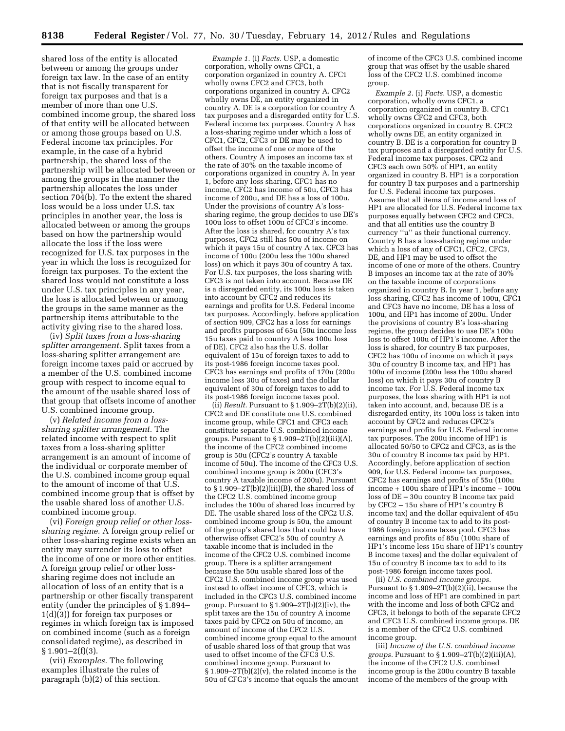shared loss of the entity is allocated between or among the groups under foreign tax law. In the case of an entity that is not fiscally transparent for foreign tax purposes and that is a member of more than one U.S. combined income group, the shared loss of that entity will be allocated between or among those groups based on U.S. Federal income tax principles. For example, in the case of a hybrid partnership, the shared loss of the partnership will be allocated between or among the groups in the manner the partnership allocates the loss under section 704(b). To the extent the shared loss would be a loss under U.S. tax principles in another year, the loss is allocated between or among the groups based on how the partnership would allocate the loss if the loss were recognized for U.S. tax purposes in the year in which the loss is recognized for foreign tax purposes. To the extent the shared loss would not constitute a loss under U.S. tax principles in any year, the loss is allocated between or among the groups in the same manner as the partnership items attributable to the activity giving rise to the shared loss.

(iv) *Split taxes from a loss-sharing splitter arrangement.* Split taxes from a loss-sharing splitter arrangement are foreign income taxes paid or accrued by a member of the U.S. combined income group with respect to income equal to the amount of the usable shared loss of that group that offsets income of another U.S. combined income group.

(v) *Related income from a loss-sharing splitter arrangement.* The related income with respect to split taxes from a loss-sharing splitter arrangement is an amount of income of the individual or corporate member of the U.S. combined income group equal to the amount of income of that U.S. combined income group that is offset by the usable shared loss of another U.S. combined income group.

(vi) *Foreign group relief or other loss-sharing regime.* A foreign group relief or other loss-sharing regime exists when an entity may surrender its loss to offset the income of one or more other entities. A foreign group relief or other loss-sharing regime does not include an allocation of loss of an entity that is a partnership or other fiscally transparent entity (under the principles of § 1.894–1(d)(3)) for foreign tax purposes or regimes in which foreign tax is imposed on combined income (such as a foreign consolidated regime), as described in § 1.901–2(f)(3).

(vii) *Examples.* The following examples illustrate the rules of paragraph (b)(2) of this section.

*Example 1.* (i) *Facts.* USP, a domestic corporation, wholly owns CFC1, a corporation organized in country A. CFC1 wholly owns CFC2 and CFC3, both corporations organized in country A. CFC2 wholly owns DE, an entity organized in country A. DE is a corporation for country A tax purposes and a disregarded entity for U.S. Federal income tax purposes. Country A has a loss-sharing regime under which a loss of CFC1, CFC2, CFC3 or DE may be used to offset the income of one or more of the others. Country A imposes an income tax at the rate of 30% on the taxable income of corporations organized in country A. In year 1, before any loss sharing, CFC1 has no income, CFC2 has income of 50u, CFC3 has income of 200u, and DE has a loss of 100u. Under the provisions of country A's loss-sharing regime, the group decides to use DE's 100u loss to offset 100u of CFC3's income. After the loss is shared, for country A's tax purposes, CFC2 still has 50u of income on which it pays 15u of country A tax. CFC3 has income of 100u (200u less the 100u shared loss) on which it pays 30u of country A tax. For U.S. tax purposes, the loss sharing with CFC3 is not taken into account. Because DE is a disregarded entity, its 100u loss is taken into account by CFC2 and reduces its earnings and profits for U.S. Federal income tax purposes. Accordingly, before application of section 909, CFC2 has a loss for earnings and profits purposes of 65u (50u income less 15u taxes paid to country A less 100u loss of DE). CFC2 also has the U.S. dollar equivalent of 15u of foreign taxes to add to its post-1986 foreign income taxes pool. CFC3 has earnings and profits of 170u (200u income less 30u of taxes) and the dollar equivalent of 30u of foreign taxes to add to its post-1986 foreign income taxes pool.

(ii) *Result.* Pursuant to § 1.909–2T(b)(2)(ii), CFC2 and DE constitute one U.S. combined income group, while CFC1 and CFC3 each constitute separate U.S. combined income groups. Pursuant to § 1.909–2T(b)(2)(iii)(A), the income of the CFC2 combined income group is 50u (CFC2's country A taxable income of 50u). The income of the CFC3 U.S. combined income group is 200u (CFC3's country A taxable income of 200u). Pursuant to § 1.909–2T(b)(2)(iii)(B), the shared loss of the CFC2 U.S. combined income group includes the 100u of shared loss incurred by DE. The usable shared loss of the CFC2 U.S. combined income group is 50u, the amount of the group's shared loss that could have otherwise offset CFC2's 50u of country A taxable income that is included in the income of the CFC2 U.S. combined income group. There is a splitter arrangement because the 50u usable shared loss of the CFC2 U.S. combined income group was used instead to offset income of CFC3, which is included in the CFC3 U.S. combined income group. Pursuant to § 1.909–2T(b)(2)(iv), the split taxes are the 15u of country A income taxes paid by CFC2 on 50u of income, an amount of income of the CFC2 U.S. combined income group equal to the amount of usable shared loss of that group that was used to offset income of the CFC3 U.S. combined income group. Pursuant to § 1.909–2T(b)(2)(v), the related income is the 50u of CFC3's income that equals the amount of income of the CFC3 U.S. combined income group that was offset by the usable shared loss of the CFC2 U.S. combined income group.

*Example 2.* (i) *Facts.* USP, a domestic corporation, wholly owns CFC1, a corporation organized in country B. CFC1 wholly owns CFC2 and CFC3, both corporations organized in country B. CFC2 wholly owns DE, an entity organized in country B. DE is a corporation for country B tax purposes and a disregarded entity for U.S. Federal income tax purposes. CFC2 and CFC3 each own 50% of HP1, an entity organized in country B. HP1 is a corporation for country B tax purposes and a partnership for U.S. Federal income tax purposes. Assume that all items of income and loss of HP1 are allocated for U.S. Federal income tax purposes equally between CFC2 and CFC3, and that all entities use the country B currency "u" as their functional currency. Country B has a loss-sharing regime under which a loss of any of CFC1, CFC2, CFC3, DE, and HP1 may be used to offset the income of one or more of the others. Country B imposes an income tax at the rate of 30% on the taxable income of corporations organized in country B. In year 1, before any loss sharing, CFC2 has income of 100u, CFC1 and CFC3 have no income, DE has a loss of 100u, and HP1 has income of 200u. Under the provisions of country B's loss-sharing regime, the group decides to use DE's 100u loss to offset 100u of HP1's income. After the loss is shared, for country B tax purposes, CFC2 has 100u of income on which it pays 30u of country B income tax, and HP1 has 100u of income (200u less the 100u shared loss) on which it pays 30u of country B income tax. For U.S. Federal income tax purposes, the loss sharing with HP1 is not taken into account, and, because DE is a disregarded entity, its 100u loss is taken into account by CFC2 and reduces CFC2's earnings and profits for U.S. Federal income tax purposes. The 200u income of HP1 is allocated 50/50 to CFC2 and CFC3, as is the 30u of country B income tax paid by HP1. Accordingly, before application of section 909, for U.S. Federal income tax purposes, CFC2 has earnings and profits of 55u (100u income + 100u share of HP1's income − 100u loss of DE − 30u country B income tax paid by CFC2 − 15u share of HP1's country B income tax) and the dollar equivalent of 45u of country B income tax to add to its post-1986 foreign income taxes pool. CFC3 has earnings and profits of 85u (100u share of HP1's income less 15u share of HP1's country B income taxes) and the dollar equivalent of 15u of country B income tax to add to its post-1986 foreign income taxes pool.

(ii) *U.S. combined income groups.* Pursuant to § 1.909–2T(b)(2)(ii), because the income and loss of HP1 are combined in part with the income and loss of both CFC2 and CFC3, it belongs to both of the separate CFC2 and CFC3 U.S. combined income groups. DE is a member of the CFC2 U.S. combined income group.

(iii) *Income of the U.S. combined income groups.* Pursuant to § 1.909–2T(b)(2)(iii)(A), the income of the CFC2 U.S. combined income group is the 200u country B taxable income of the members of the group with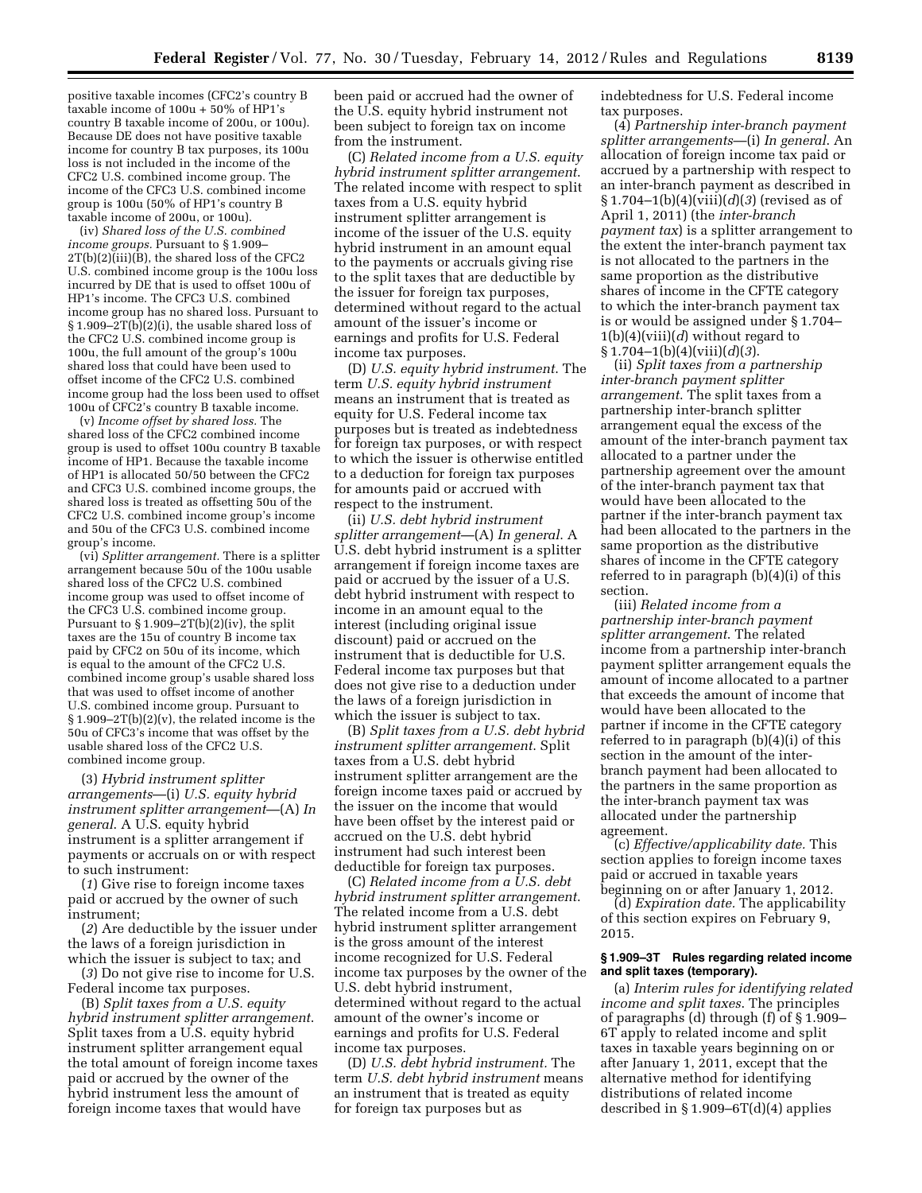positive taxable incomes (CFC2's country B taxable income of 100u + 50% of HP1's country B taxable income of 200u, or 100u). Because DE does not have positive taxable income for country B tax purposes, its 100u loss is not included in the income of the CFC2 U.S. combined income group. The income of the CFC3 U.S. combined income group is 100u (50% of HP1's country B taxable income of 200u, or 100u).

(iv) *Shared loss of the U.S. combined income groups.* Pursuant to § 1.909–2T(b)(2)(iii)(B), the shared loss of the CFC2 U.S. combined income group is the 100u loss incurred by DE that is used to offset 100u of HP1's income. The CFC3 U.S. combined income group has no shared loss. Pursuant to § 1.909–2T(b)(2)(i), the usable shared loss of the CFC2 U.S. combined income group is 100u, the full amount of the group's 100u shared loss that could have been used to offset income of the CFC2 U.S. combined income group had the loss been used to offset 100u of CFC2's country B taxable income.

(v) *Income offset by shared loss.* The shared loss of the CFC2 combined income group is used to offset 100u country B taxable income of HP1. Because the taxable income of HP1 is allocated 50/50 between the CFC2 and CFC3 U.S. combined income groups, the shared loss is treated as offsetting 50u of the CFC2 U.S. combined income group's income and 50u of the CFC3 U.S. combined income group's income.

(vi) *Splitter arrangement.* There is a splitter arrangement because 50u of the 100u usable shared loss of the CFC2 U.S. combined income group was used to offset income of the CFC3 U.S. combined income group. Pursuant to § 1.909–2T(b)(2)(iv), the split taxes are the 15u of country B income tax paid by CFC2 on 50u of its income, which is equal to the amount of the CFC2 U.S. combined income group's usable shared loss that was used to offset income of another U.S. combined income group. Pursuant to § 1.909–2T(b)(2)(v), the related income is the 50u of CFC3's income that was offset by the usable shared loss of the CFC2 U.S. combined income group.

(3) *Hybrid instrument splitter arrangements*—(i) *U.S. equity hybrid instrument splitter arrangement*—(A) *In general.* A U.S. equity hybrid instrument is a splitter arrangement if payments or accruals on or with respect to such instrument:

(*1*) Give rise to foreign income taxes paid or accrued by the owner of such instrument;

(*2*) Are deductible by the issuer under the laws of a foreign jurisdiction in which the issuer is subject to tax; and

(*3*) Do not give rise to income for U.S. Federal income tax purposes.

(B) *Split taxes from a U.S. equity hybrid instrument splitter arrangement.* Split taxes from a U.S. equity hybrid instrument splitter arrangement equal the total amount of foreign income taxes paid or accrued by the owner of the hybrid instrument less the amount of foreign income taxes that would have been paid or accrued had the owner of the U.S. equity hybrid instrument not been subject to foreign tax on income from the instrument.

(C) *Related income from a U.S. equity hybrid instrument splitter arrangement.* The related income with respect to split taxes from a U.S. equity hybrid instrument splitter arrangement is income of the issuer of the U.S. equity hybrid instrument in an amount equal to the payments or accruals giving rise to the split taxes that are deductible by the issuer for foreign tax purposes, determined without regard to the actual amount of the issuer's income or earnings and profits for U.S. Federal income tax purposes.

(D) *U.S. equity hybrid instrument.* The term *U.S. equity hybrid instrument* means an instrument that is treated as equity for U.S. Federal income tax purposes but is treated as indebtedness for foreign tax purposes, or with respect to which the issuer is otherwise entitled to a deduction for foreign tax purposes for amounts paid or accrued with respect to the instrument.

(ii) *U.S. debt hybrid instrument splitter arrangement*—(A) *In general.* A U.S. debt hybrid instrument is a splitter arrangement if foreign income taxes are paid or accrued by the issuer of a U.S. debt hybrid instrument with respect to income in an amount equal to the interest (including original issue discount) paid or accrued on the instrument that is deductible for U.S. Federal income tax purposes but that does not give rise to a deduction under the laws of a foreign jurisdiction in which the issuer is subject to tax.

(B) *Split taxes from a U.S. debt hybrid instrument splitter arrangement.* Split taxes from a U.S. debt hybrid instrument splitter arrangement are the foreign income taxes paid or accrued by the issuer on the income that would have been offset by the interest paid or accrued on the U.S. debt hybrid instrument had such interest been deductible for foreign tax purposes.

(C) *Related income from a U.S. debt hybrid instrument splitter arrangement.* The related income from a U.S. debt hybrid instrument splitter arrangement is the gross amount of the interest income recognized for U.S. Federal income tax purposes by the owner of the U.S. debt hybrid instrument, determined without regard to the actual amount of the owner's income or earnings and profits for U.S. Federal income tax purposes.

(D) *U.S. debt hybrid instrument.* The term *U.S. debt hybrid instrument* means an instrument that is treated as equity for foreign tax purposes but as indebtedness for U.S. Federal income tax purposes.

(4) *Partnership inter-branch payment splitter arrangements*—(i) *In general.* An allocation of foreign income tax paid or accrued by a partnership with respect to an inter-branch payment as described in § 1.704–1(b)(4)(viii)(*d*)(*3*) (revised as of April 1, 2011) (the *inter-branch payment tax*) is a splitter arrangement to the extent the inter-branch payment tax is not allocated to the partners in the same proportion as the distributive shares of income in the CFTE category to which the inter-branch payment tax is or would be assigned under § 1.704–1(b)(4)(viii)(*d*) without regard to § 1.704–1(b)(4)(viii)(*d*)(*3*).

(ii) *Split taxes from a partnership inter-branch payment splitter arrangement.* The split taxes from a partnership inter-branch splitter arrangement equal the excess of the amount of the inter-branch payment tax allocated to a partner under the partnership agreement over the amount of the inter-branch payment tax that would have been allocated to the partner if the inter-branch payment tax had been allocated to the partners in the same proportion as the distributive shares of income in the CFTE category referred to in paragraph (b)(4)(i) of this section.

(iii) *Related income from a partnership inter-branch payment splitter arrangement.* The related income from a partnership inter-branch payment splitter arrangement equals the amount of income allocated to a partner that exceeds the amount of income that would have been allocated to the partner if income in the CFTE category referred to in paragraph (b)(4)(i) of this section in the amount of the inter-branch payment had been allocated to the partners in the same proportion as the inter-branch payment tax was allocated under the partnership agreement.

(c) *Effective/applicability date.* This section applies to foreign income taxes paid or accrued in taxable years beginning on or after January 1, 2012.

(d) *Expiration date.* The applicability of this section expires on February 9, 2015.

**§ 1.909–3T Rules regarding related income and split taxes (temporary).**

(a) *Interim rules for identifying related income and split taxes.* The principles of paragraphs (d) through (f) of § 1.909–6T apply to related income and split taxes in taxable years beginning on or after January 1, 2011, except that the alternative method for identifying distributions of related income described in § 1.909–6T(d)(4) applies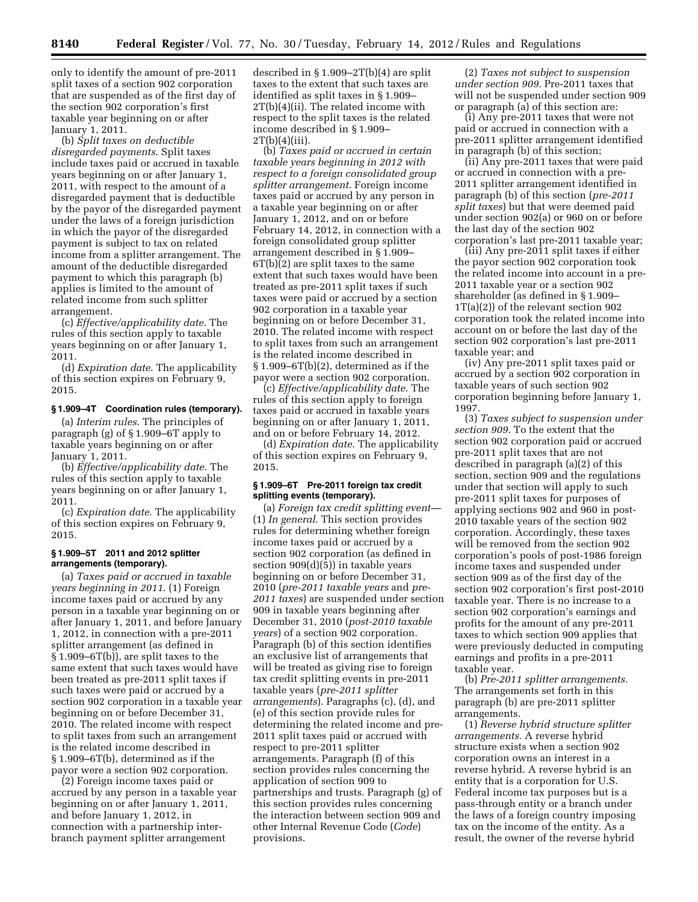only to identify the amount of pre-2011 split taxes of a section 902 corporation that are suspended as of the first day of the section 902 corporation's first taxable year beginning on or after January 1, 2011.

(b) *Split taxes on deductible disregarded payments*. Split taxes include taxes paid or accrued in taxable years beginning on or after January 1, 2011, with respect to the amount of a disregarded payment that is deductible by the payor of the disregarded payment under the laws of a foreign jurisdiction in which the payor of the disregarded payment is subject to tax on related income from a splitter arrangement. The amount of the deductible disregarded payment to which this paragraph (b) applies is limited to the amount of related income from such splitter arrangement.

(c) *Effective/applicability date*. The rules of this section apply to taxable years beginning on or after January 1, 2011.

(d) *Expiration date*. The applicability of this section expires on February 9, 2015.

### § 1.909–4T Coordination rules (temporary).

(a) *Interim rules*. The principles of paragraph (g) of § 1.909–6T apply to taxable years beginning on or after January 1, 2011.

(b) *Effective/applicability date*. The rules of this section apply to taxable years beginning on or after January 1, 2011.

(c) *Expiration date*. The applicability of this section expires on February 9, 2015.

### § 1.909–5T 2011 and 2012 splitter arrangements (temporary).

(a) *Taxes paid or accrued in taxable years beginning in 2011*. (1) Foreign income taxes paid or accrued by any person in a taxable year beginning on or after January 1, 2011, and before January 1, 2012, in connection with a pre-2011 splitter arrangement (as defined in § 1.909–6T(b)), are split taxes to the same extent that such taxes would have been treated as pre-2011 split taxes if such taxes were paid or accrued by a section 902 corporation in a taxable year beginning on or before December 31, 2010. The related income with respect to split taxes from such an arrangement is the related income described in § 1.909–6T(b), determined as if the payor were a section 902 corporation.

(2) Foreign income taxes paid or accrued by any person in a taxable year beginning on or after January 1, 2011, and before January 1, 2012, in connection with a partnership inter-branch payment splitter arrangement described in § 1.909–2T(b)(4) are split taxes to the extent that such taxes are identified as split taxes in § 1.909–2T(b)(4)(ii). The related income with respect to the split taxes is the related income described in § 1.909–2T(b)(4)(iii).

(b) *Taxes paid or accrued in certain taxable years beginning in 2012 with respect to a foreign consolidated group splitter arrangement*. Foreign income taxes paid or accrued by any person in a taxable year beginning on or after January 1, 2012, and on or before February 14, 2012, in connection with a foreign consolidated group splitter arrangement described in § 1.909–6T(b)(2) are split taxes to the same extent that such taxes would have been treated as pre-2011 split taxes if such taxes were paid or accrued by a section 902 corporation in a taxable year beginning on or before December 31, 2010. The related income with respect to split taxes from such an arrangement is the related income described in § 1.909–6T(b)(2), determined as if the payor were a section 902 corporation.

(c) *Effective/applicability date*. The rules of this section apply to foreign taxes paid or accrued in taxable years beginning on or after January 1, 2011, and on or before February 14, 2012.

(d) *Expiration date*. The applicability of this section expires on February 9, 2015.

### § 1.909–6T Pre-2011 foreign tax credit splitting events (temporary).

(a) *Foreign tax credit splitting event*—(1) *In general*. This section provides rules for determining whether foreign income taxes paid or accrued by a section 902 corporation (as defined in section 909(d)(5)) in taxable years beginning on or before December 31, 2010 (*pre-2011 taxable years* and *pre-2011 taxes*) are suspended under section 909 in taxable years beginning after December 31, 2010 (*post-2010 taxable years*) of a section 902 corporation. Paragraph (b) of this section identifies an exclusive list of arrangements that will be treated as giving rise to foreign tax credit splitting events in pre-2011 taxable years (*pre-2011 splitter arrangements*). Paragraphs (c), (d), and (e) of this section provide rules for determining the related income and pre-2011 split taxes paid or accrued with respect to pre-2011 splitter arrangements. Paragraph (f) of this section provides rules concerning the application of section 909 to partnerships and trusts. Paragraph (g) of this section provides rules concerning the interaction between section 909 and other Internal Revenue Code (*Code*) provisions.

(2) *Taxes not subject to suspension under section 909*. Pre-2011 taxes that will not be suspended under section 909 or paragraph (a) of this section are:

(i) Any pre-2011 taxes that were not paid or accrued in connection with a pre-2011 splitter arrangement identified in paragraph (b) of this section;

(ii) Any pre-2011 taxes that were paid or accrued in connection with a pre-2011 splitter arrangement identified in paragraph (b) of this section (*pre-2011 split taxes*) but that were deemed paid under section 902(a) or 960 on or before the last day of the section 902 corporation's last pre-2011 taxable year;

(iii) Any pre-2011 split taxes if either the payor section 902 corporation took the related income into account in a pre-2011 taxable year or a section 902 shareholder (as defined in § 1.909–1T(a)(2)) of the relevant section 902 corporation took the related income into account on or before the last day of the section 902 corporation's last pre-2011 taxable year; and

(iv) Any pre-2011 split taxes paid or accrued by a section 902 corporation in taxable years of such section 902 corporation beginning before January 1, 1997.

(3) *Taxes subject to suspension under section 909*. To the extent that the section 902 corporation paid or accrued pre-2011 split taxes that are not described in paragraph (a)(2) of this section, section 909 and the regulations under that section will apply to such pre-2011 split taxes for purposes of applying sections 902 and 960 in post-2010 taxable years of the section 902 corporation. Accordingly, these taxes will be removed from the section 902 corporation's pools of post-1986 foreign income taxes and suspended under section 909 as of the first day of the section 902 corporation's first post-2010 taxable year. There is no increase to a section 902 corporation's earnings and profits for the amount of any pre-2011 taxes to which section 909 applies that were previously deducted in computing earnings and profits in a pre-2011 taxable year.

(b) *Pre-2011 splitter arrangements*. The arrangements set forth in this paragraph (b) are pre-2011 splitter arrangements.

(1) *Reverse hybrid structure splitter arrangements*. A reverse hybrid structure exists when a section 902 corporation owns an interest in a reverse hybrid. A reverse hybrid is an entity that is a corporation for U.S. Federal income tax purposes but is a pass-through entity or a branch under the laws of a foreign country imposing tax on the income of the entity. As a result, the owner of the reverse hybrid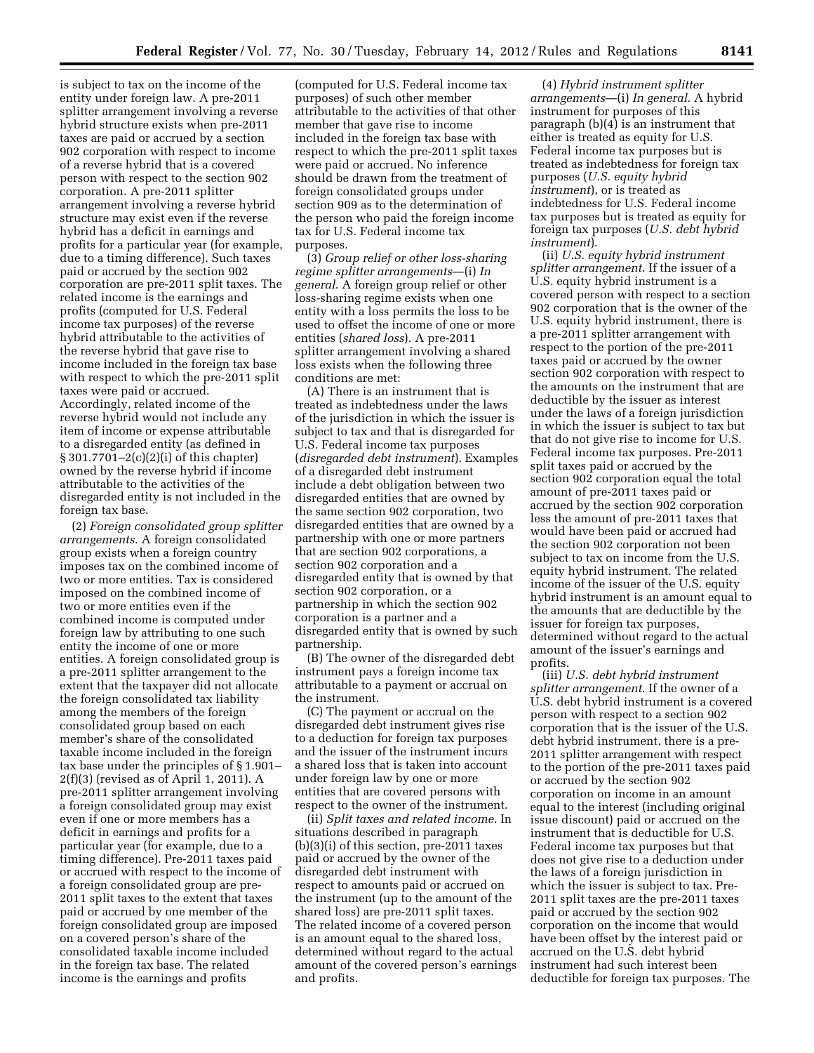is subject to tax on the income of the entity under foreign law. A pre-2011 splitter arrangement involving a reverse hybrid structure exists when pre-2011 taxes are paid or accrued by a section 902 corporation with respect to income of a reverse hybrid that is a covered person with respect to the section 902 corporation. A pre-2011 splitter arrangement involving a reverse hybrid structure may exist even if the reverse hybrid has a deficit in earnings and profits for a particular year (for example, due to a timing difference). Such taxes paid or accrued by the section 902 corporation are pre-2011 split taxes. The related income is the earnings and profits (computed for U.S. Federal income tax purposes) of the reverse hybrid attributable to the activities of the reverse hybrid that gave rise to income included in the foreign tax base with respect to which the pre-2011 split taxes were paid or accrued. Accordingly, related income of the reverse hybrid would not include any item of income or expense attributable to a disregarded entity (as defined in § 301.7701–2(c)(2)(i) of this chapter) owned by the reverse hybrid if income attributable to the activities of the disregarded entity is not included in the foreign tax base.

(2) *Foreign consolidated group splitter arrangements.* A foreign consolidated group exists when a foreign country imposes tax on the combined income of two or more entities. Tax is considered imposed on the combined income of two or more entities even if the combined income is computed under foreign law by attributing to one such entity the income of one or more entities. A foreign consolidated group is a pre-2011 splitter arrangement to the extent that the taxpayer did not allocate the foreign consolidated tax liability among the members of the foreign consolidated group based on each member's share of the consolidated taxable income included in the foreign tax base under the principles of § 1.901–2(f)(3) (revised as of April 1, 2011). A pre-2011 splitter arrangement involving a foreign consolidated group may exist even if one or more members has a deficit in earnings and profits for a particular year (for example, due to a timing difference). Pre-2011 taxes paid or accrued with respect to the income of a foreign consolidated group are pre-2011 split taxes to the extent that taxes paid or accrued by one member of the foreign consolidated group are imposed on a covered person's share of the consolidated taxable income included in the foreign tax base. The related income is the earnings and profits (computed for U.S. Federal income tax purposes) of such other member attributable to the activities of that other member that gave rise to income included in the foreign tax base with respect to which the pre-2011 split taxes were paid or accrued. No inference should be drawn from the treatment of foreign consolidated groups under section 909 as to the determination of the person who paid the foreign income tax for U.S. Federal income tax purposes.

(3) *Group relief or other loss-sharing regime splitter arrangements*—(i) *In general.* A foreign group relief or other loss-sharing regime exists when one entity with a loss permits the loss to be used to offset the income of one or more entities (*shared loss*). A pre-2011 splitter arrangement involving a shared loss exists when the following three conditions are met:

(A) There is an instrument that is treated as indebtedness under the laws of the jurisdiction in which the issuer is subject to tax and that is disregarded for U.S. Federal income tax purposes (*disregarded debt instrument*). Examples of a disregarded debt instrument include a debt obligation between two disregarded entities that are owned by the same section 902 corporation, two disregarded entities that are owned by a partnership with one or more partners that are section 902 corporations, a section 902 corporation and a disregarded entity that is owned by that section 902 corporation, or a partnership in which the section 902 corporation is a partner and a disregarded entity that is owned by such partnership.

(B) The owner of the disregarded debt instrument pays a foreign income tax attributable to a payment or accrual on the instrument.

(C) The payment or accrual on the disregarded debt instrument gives rise to a deduction for foreign tax purposes and the issuer of the instrument incurs a shared loss that is taken into account under foreign law by one or more entities that are covered persons with respect to the owner of the instrument.

(ii) *Split taxes and related income.* In situations described in paragraph (b)(3)(i) of this section, pre-2011 taxes paid or accrued by the owner of the disregarded debt instrument with respect to amounts paid or accrued on the instrument (up to the amount of the shared loss) are pre-2011 split taxes. The related income of a covered person is an amount equal to the shared loss, determined without regard to the actual amount of the covered person's earnings and profits.

(4) *Hybrid instrument splitter arrangements*—(i) *In general.* A hybrid instrument for purposes of this paragraph (b)(4) is an instrument that either is treated as equity for U.S. Federal income tax purposes but is treated as indebtedness for foreign tax purposes (*U.S. equity hybrid instrument*), or is treated as indebtedness for U.S. Federal income tax purposes but is treated as equity for foreign tax purposes (*U.S. debt hybrid instrument*).

(ii) *U.S. equity hybrid instrument splitter arrangement.* If the issuer of a U.S. equity hybrid instrument is a covered person with respect to a section 902 corporation that is the owner of the U.S. equity hybrid instrument, there is a pre-2011 splitter arrangement with respect to the portion of the pre-2011 taxes paid or accrued by the owner section 902 corporation with respect to the amounts on the instrument that are deductible by the issuer as interest under the laws of a foreign jurisdiction in which the issuer is subject to tax but that do not give rise to income for U.S. Federal income tax purposes. Pre-2011 split taxes paid or accrued by the section 902 corporation equal the total amount of pre-2011 taxes paid or accrued by the section 902 corporation less the amount of pre-2011 taxes that would have been paid or accrued had the section 902 corporation not been subject to tax on income from the U.S. equity hybrid instrument. The related income of the issuer of the U.S. equity hybrid instrument is an amount equal to the amounts that are deductible by the issuer for foreign tax purposes, determined without regard to the actual amount of the issuer's earnings and profits.

(iii) *U.S. debt hybrid instrument splitter arrangement.* If the owner of a U.S. debt hybrid instrument is a covered person with respect to a section 902 corporation that is the issuer of the U.S. debt hybrid instrument, there is a pre-2011 splitter arrangement with respect to the portion of the pre-2011 taxes paid or accrued by the section 902 corporation on income in an amount equal to the interest (including original issue discount) paid or accrued on the instrument that is deductible for U.S. Federal income tax purposes but that does not give rise to a deduction under the laws of a foreign jurisdiction in which the issuer is subject to tax. Pre-2011 split taxes are the pre-2011 taxes paid or accrued by the section 902 corporation on the income that would have been offset by the interest paid or accrued on the U.S. debt hybrid instrument had such interest been deductible for foreign tax purposes. The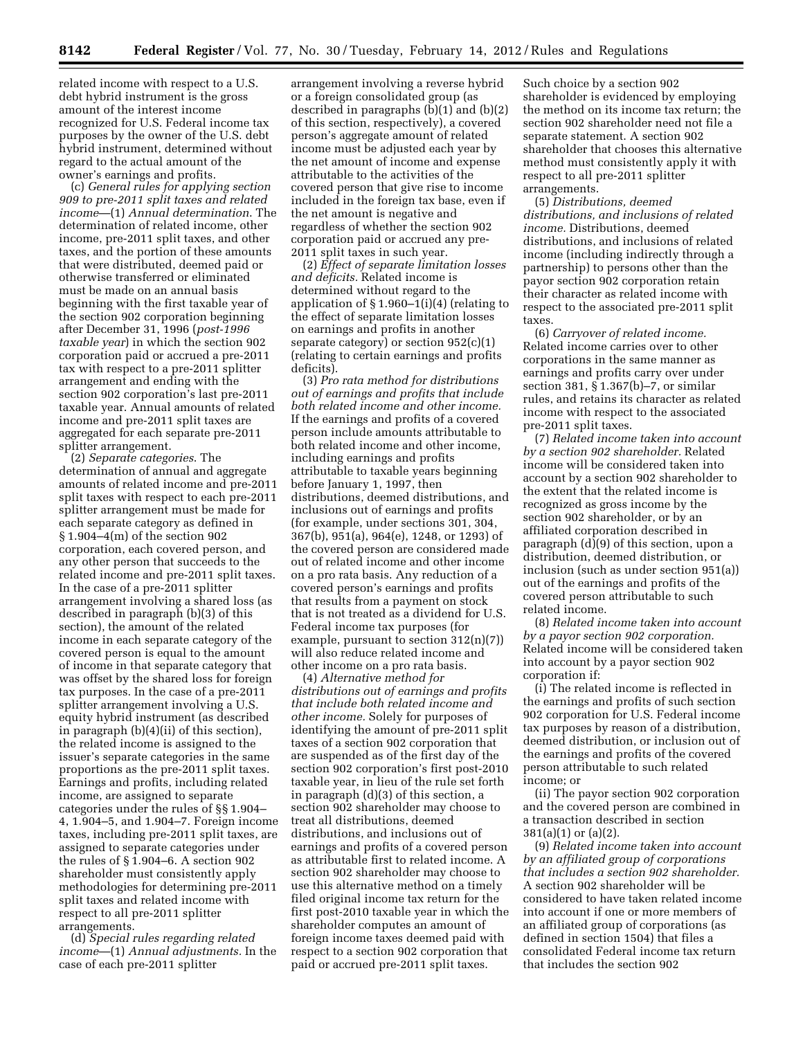related income with respect to a U.S. debt hybrid instrument is the gross amount of the interest income recognized for U.S. Federal income tax purposes by the owner of the U.S. debt hybrid instrument, determined without regard to the actual amount of the owner's earnings and profits.

(c) *General rules for applying section 909 to pre-2011 split taxes and related income*—(1) *Annual determination.* The determination of related income, other income, pre-2011 split taxes, and other taxes, and the portion of these amounts that were distributed, deemed paid or otherwise transferred or eliminated must be made on an annual basis beginning with the first taxable year of the section 902 corporation beginning after December 31, 1996 (*post-1996 taxable year*) in which the section 902 corporation paid or accrued a pre-2011 tax with respect to a pre-2011 splitter arrangement and ending with the section 902 corporation's last pre-2011 taxable year. Annual amounts of related income and pre-2011 split taxes are aggregated for each separate pre-2011 splitter arrangement.

(2) *Separate categories.* The determination of annual and aggregate amounts of related income and pre-2011 split taxes with respect to each pre-2011 splitter arrangement must be made for each separate category as defined in § 1.904–4(m) of the section 902 corporation, each covered person, and any other person that succeeds to the related income and pre-2011 split taxes. In the case of a pre-2011 splitter arrangement involving a shared loss (as described in paragraph (b)(3) of this section), the amount of the related income in each separate category of the covered person is equal to the amount of income in that separate category that was offset by the shared loss for foreign tax purposes. In the case of a pre-2011 splitter arrangement involving a U.S. equity hybrid instrument (as described in paragraph (b)(4)(ii) of this section), the related income is assigned to the issuer's separate categories in the same proportions as the pre-2011 split taxes. Earnings and profits, including related income, are assigned to separate categories under the rules of §§ 1.904–4, 1.904–5, and 1.904–7. Foreign income taxes, including pre-2011 split taxes, are assigned to separate categories under the rules of § 1.904–6. A section 902 shareholder must consistently apply methodologies for determining pre-2011 split taxes and related income with respect to all pre-2011 splitter arrangements.

(d) *Special rules regarding related income*—(1) *Annual adjustments.* In the case of each pre-2011 splitter arrangement involving a reverse hybrid or a foreign consolidated group (as described in paragraphs (b)(1) and (b)(2) of this section, respectively), a covered person's aggregate amount of related income must be adjusted each year by the net amount of income and expense attributable to the activities of the covered person that give rise to income included in the foreign tax base, even if the net amount is negative and regardless of whether the section 902 corporation paid or accrued any pre-2011 split taxes in such year.

(2) *Effect of separate limitation losses and deficits.* Related income is determined without regard to the application of § 1.960–1(i)(4) (relating to the effect of separate limitation losses on earnings and profits in another separate category) or section 952(c)(1) (relating to certain earnings and profits deficits).

(3) *Pro rata method for distributions out of earnings and profits that include both related income and other income.* If the earnings and profits of a covered person include amounts attributable to both related income and other income, including earnings and profits attributable to taxable years beginning before January 1, 1997, then distributions, deemed distributions, and inclusions out of earnings and profits (for example, under sections 301, 304, 367(b), 951(a), 964(e), 1248, or 1293) of the covered person are considered made out of related income and other income on a pro rata basis. Any reduction of a covered person's earnings and profits that results from a payment on stock that is not treated as a dividend for U.S. Federal income tax purposes (for example, pursuant to section 312(n)(7)) will also reduce related income and other income on a pro rata basis.

(4) *Alternative method for distributions out of earnings and profits that include both related income and other income.* Solely for purposes of identifying the amount of pre-2011 split taxes of a section 902 corporation that are suspended as of the first day of the section 902 corporation's first post-2010 taxable year, in lieu of the rule set forth in paragraph (d)(3) of this section, a section 902 shareholder may choose to treat all distributions, deemed distributions, and inclusions out of earnings and profits of a covered person as attributable first to related income. A section 902 shareholder may choose to use this alternative method on a timely filed original income tax return for the first post-2010 taxable year in which the shareholder computes an amount of foreign income taxes deemed paid with respect to a section 902 corporation that paid or accrued pre-2011 split taxes. Such choice by a section 902 shareholder is evidenced by employing the method on its income tax return; the section 902 shareholder need not file a separate statement. A section 902 shareholder that chooses this alternative method must consistently apply it with respect to all pre-2011 splitter arrangements.

(5) *Distributions, deemed distributions, and inclusions of related income.* Distributions, deemed distributions, and inclusions of related income (including indirectly through a partnership) to persons other than the payor section 902 corporation retain their character as related income with respect to the associated pre-2011 split taxes.

(6) *Carryover of related income.* Related income carries over to other corporations in the same manner as earnings and profits carry over under section 381, § 1.367(b)–7, or similar rules, and retains its character as related income with respect to the associated pre-2011 split taxes.

(7) *Related income taken into account by a section 902 shareholder.* Related income will be considered taken into account by a section 902 shareholder to the extent that the related income is recognized as gross income by the section 902 shareholder, or by an affiliated corporation described in paragraph (d)(9) of this section, upon a distribution, deemed distribution, or inclusion (such as under section 951(a)) out of the earnings and profits of the covered person attributable to such related income.

(8) *Related income taken into account by a payor section 902 corporation.* Related income will be considered taken into account by a payor section 902 corporation if:

(i) The related income is reflected in the earnings and profits of such section 902 corporation for U.S. Federal income tax purposes by reason of a distribution, deemed distribution, or inclusion out of the earnings and profits of the covered person attributable to such related income; or

(ii) The payor section 902 corporation and the covered person are combined in a transaction described in section 381(a)(1) or (a)(2).

(9) *Related income taken into account by an affiliated group of corporations that includes a section 902 shareholder.* A section 902 shareholder will be considered to have taken related income into account if one or more members of an affiliated group of corporations (as defined in section 1504) that files a consolidated Federal income tax return that includes the section 902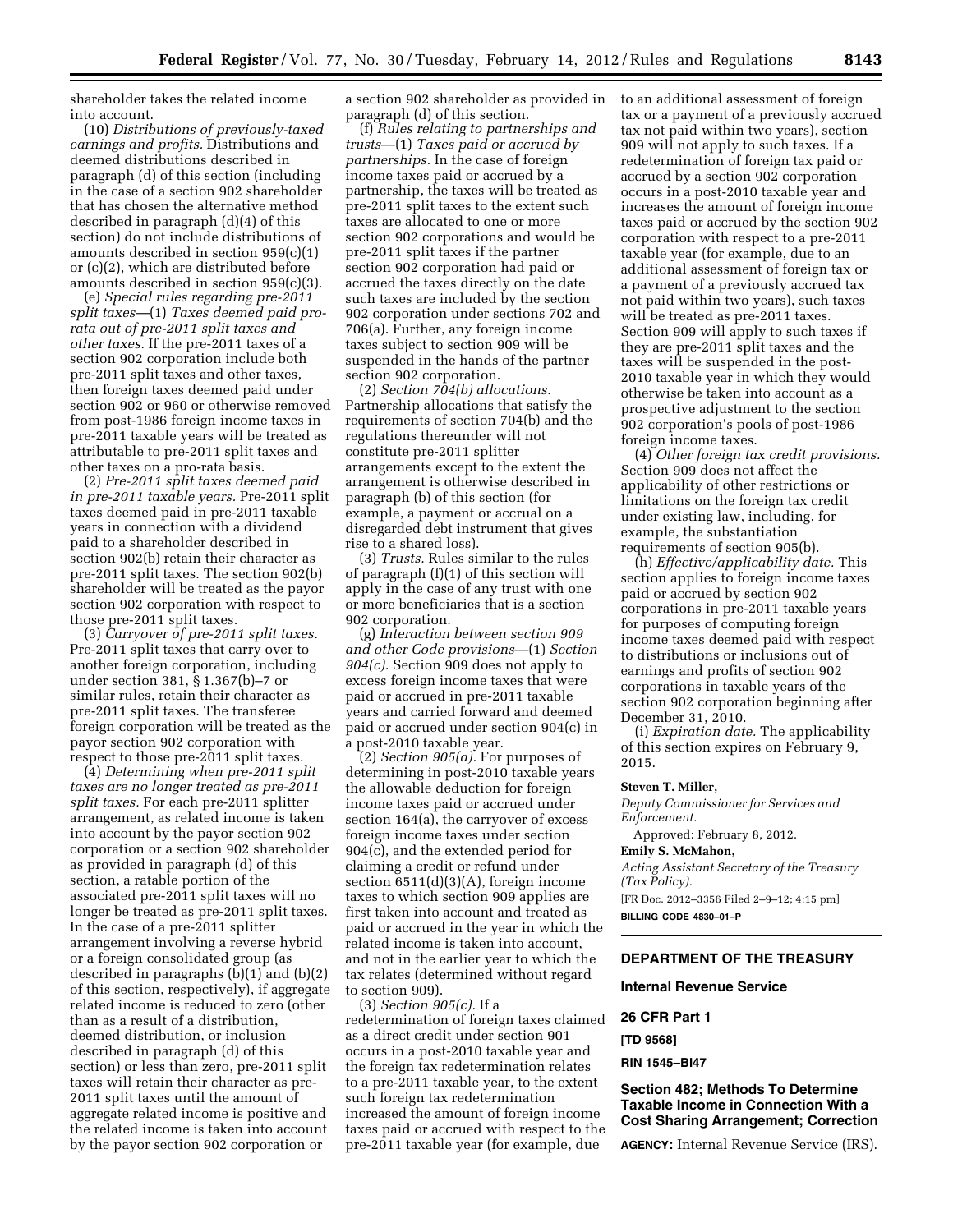shareholder takes the related income into account.

(10) *Distributions of previously-taxed earnings and profits.* Distributions and deemed distributions described in paragraph (d) of this section (including in the case of a section 902 shareholder that has chosen the alternative method described in paragraph (d)(4) of this section) do not include distributions of amounts described in section 959(c)(1) or (c)(2), which are distributed before amounts described in section 959(c)(3).

(e) *Special rules regarding pre-2011 split taxes*—(1) *Taxes deemed paid pro-rata out of pre-2011 split taxes and other taxes.* If the pre-2011 taxes of a section 902 corporation include both pre-2011 split taxes and other taxes, then foreign taxes deemed paid under section 902 or 960 or otherwise removed from post-1986 foreign income taxes in pre-2011 taxable years will be treated as attributable to pre-2011 split taxes and other taxes on a pro-rata basis.

(2) *Pre-2011 split taxes deemed paid in pre-2011 taxable years.* Pre-2011 split taxes deemed paid in pre-2011 taxable years in connection with a dividend paid to a shareholder described in section 902(b) retain their character as pre-2011 split taxes. The section 902(b) shareholder will be treated as the payor section 902 corporation with respect to those pre-2011 split taxes.

(3) *Carryover of pre-2011 split taxes.* Pre-2011 split taxes that carry over to another foreign corporation, including under section 381, § 1.367(b)–7 or similar rules, retain their character as pre-2011 split taxes. The transferee foreign corporation will be treated as the payor section 902 corporation with respect to those pre-2011 split taxes.

(4) *Determining when pre-2011 split taxes are no longer treated as pre-2011 split taxes.* For each pre-2011 splitter arrangement, as related income is taken into account by the payor section 902 corporation or a section 902 shareholder as provided in paragraph (d) of this section, a ratable portion of the associated pre-2011 split taxes will no longer be treated as pre-2011 split taxes. In the case of a pre-2011 splitter arrangement involving a reverse hybrid or a foreign consolidated group (as described in paragraphs (b)(1) and (b)(2) of this section, respectively), if aggregate related income is reduced to zero (other than as a result of a distribution, deemed distribution, or inclusion described in paragraph (d) of this section) or less than zero, pre-2011 split taxes will retain their character as pre-2011 split taxes until the amount of aggregate related income is positive and the related income is taken into account by the payor section 902 corporation or a section 902 shareholder as provided in paragraph (d) of this section.

(f) *Rules relating to partnerships and trusts*—(1) *Taxes paid or accrued by partnerships.* In the case of foreign income taxes paid or accrued by a partnership, the taxes will be treated as pre-2011 split taxes to the extent such taxes are allocated to one or more section 902 corporations and would be pre-2011 split taxes if the partner section 902 corporation had paid or accrued the taxes directly on the date such taxes are included by the section 902 corporation under sections 702 and 706(a). Further, any foreign income taxes subject to section 909 will be suspended in the hands of the partner section 902 corporation.

(2) *Section 704(b) allocations.* Partnership allocations that satisfy the requirements of section 704(b) and the regulations thereunder will not constitute pre-2011 splitter arrangements except to the extent the arrangement is otherwise described in paragraph (b) of this section (for example, a payment or accrual on a disregarded debt instrument that gives rise to a shared loss).

(3) *Trusts.* Rules similar to the rules of paragraph (f)(1) of this section will apply in the case of any trust with one or more beneficiaries that is a section 902 corporation.

(g) *Interaction between section 909 and other Code provisions*—(1) *Section 904(c).* Section 909 does not apply to excess foreign income taxes that were paid or accrued in pre-2011 taxable years and carried forward and deemed paid or accrued under section 904(c) in a post-2010 taxable year.

(2) *Section 905(a).* For purposes of determining in post-2010 taxable years the allowable deduction for foreign income taxes paid or accrued under section 164(a), the carryover of excess foreign income taxes under section 904(c), and the extended period for claiming a credit or refund under section 6511(d)(3)(A), foreign income taxes to which section 909 applies are first taken into account and treated as paid or accrued in the year in which the related income is taken into account, and not in the earlier year to which the tax relates (determined without regard to section 909).

(3) *Section 905(c).* If a redetermination of foreign taxes claimed as a direct credit under section 901 occurs in a post-2010 taxable year and the foreign tax redetermination relates to a pre-2011 taxable year, to the extent such foreign tax redetermination increased the amount of foreign income taxes paid or accrued with respect to the pre-2011 taxable year (for example, due to an additional assessment of foreign tax or a payment of a previously accrued tax not paid within two years), section 909 will not apply to such taxes. If a redetermination of foreign tax paid or accrued by a section 902 corporation occurs in a post-2010 taxable year and increases the amount of foreign income taxes paid or accrued by the section 902 corporation with respect to a pre-2011 taxable year (for example, due to an additional assessment of foreign tax or a payment of a previously accrued tax not paid within two years), such taxes will be treated as pre-2011 taxes. Section 909 will apply to such taxes if they are pre-2011 split taxes and the taxes will be suspended in the post-2010 taxable year in which they would otherwise be taken into account as a prospective adjustment to the section 902 corporation's pools of post-1986 foreign income taxes.

(4) *Other foreign tax credit provisions.* Section 909 does not affect the applicability of other restrictions or limitations on the foreign tax credit under existing law, including, for example, the substantiation requirements of section 905(b).

(h) *Effective/applicability date.* This section applies to foreign income taxes paid or accrued by section 902 corporations in pre-2011 taxable years for purposes of computing foreign income taxes deemed paid with respect to distributions or inclusions out of earnings and profits of section 902 corporations in taxable years of the section 902 corporation beginning after December 31, 2010.

(i) *Expiration date.* The applicability of this section expires on February 9, 2015.

**Steven T. Miller,**

*Deputy Commissioner for Services and Enforcement.*

Approved: February 8, 2012.

**Emily S. McMahon,**

*Acting Assistant Secretary of the Treasury (Tax Policy).*

[FR Doc. 2012–3356 Filed 2–9–12; 4:15 pm]

**BILLING CODE 4830–01–P**

## DEPARTMENT OF THE TREASURY

### Internal Revenue Service

### 26 CFR Part 1

### [TD 9568]

### RIN 1545–BI47

## Section 482; Methods To Determine Taxable Income in Connection With a Cost Sharing Arrangement; Correction

**AGENCY:** Internal Revenue Service (IRS).